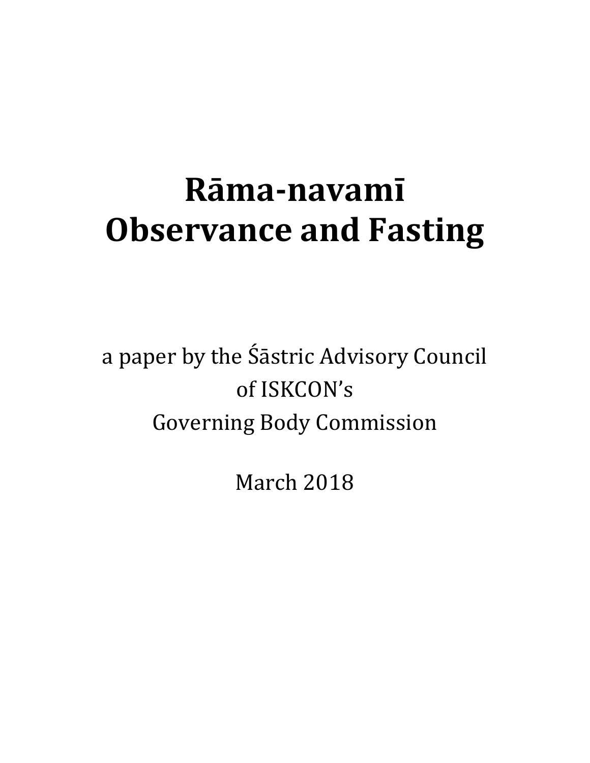# Rāma-navamī Observance and Fasting

a paper by the Śāstric Advisory Council
of ISKCON's
Governing Body Commission

March 2018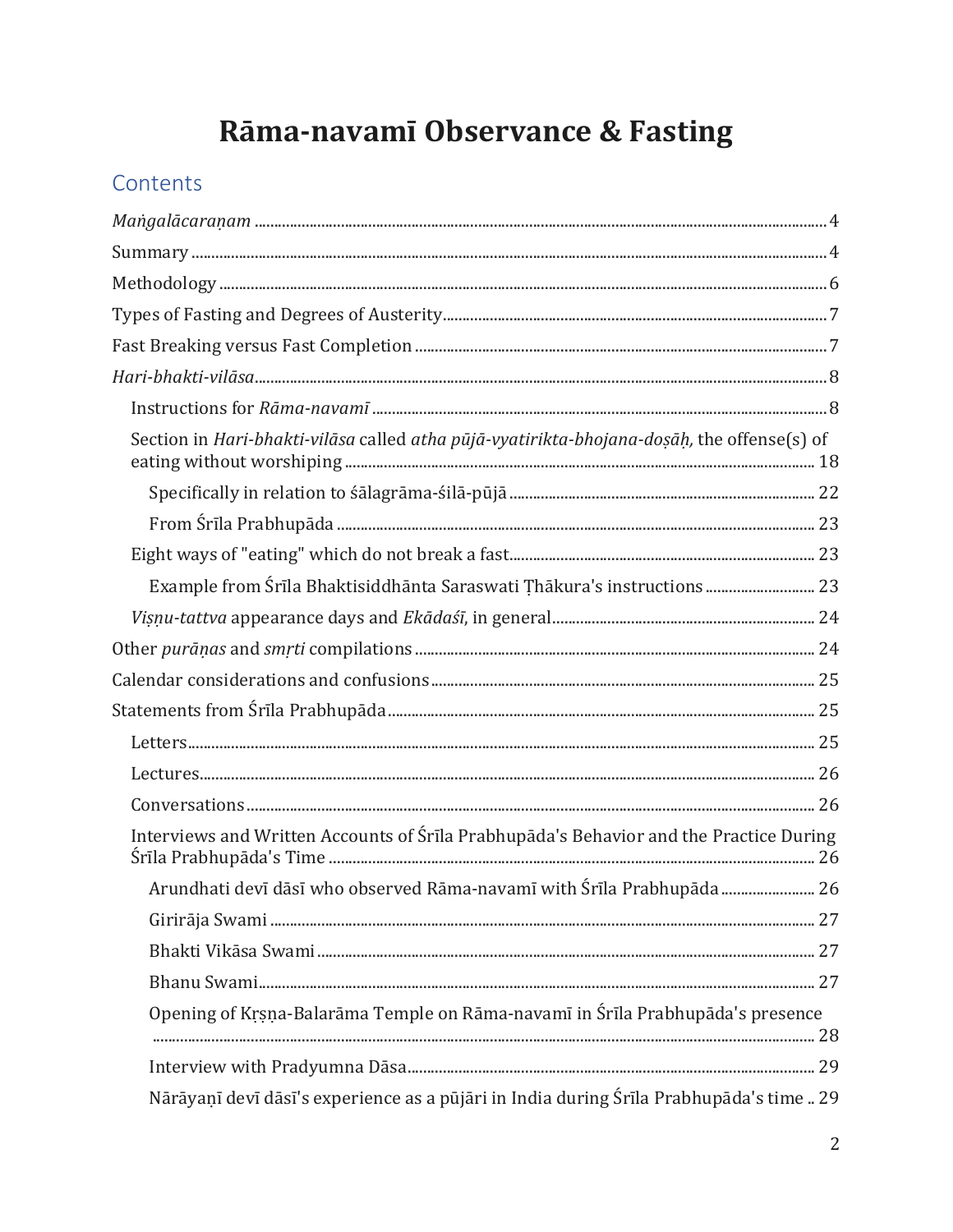# Rāma-navamī Observance & Fasting

## Contents

- *Maṅgalācaraṇam* ... 4
- Summary ... 4
- Methodology ... 6
- Types of Fasting and Degrees of Austerity ... 7
- Fast Breaking versus Fast Completion ... 7
- *Hari-bhakti-vilāsa* ... 8
  - Instructions for *Rāma-navamī* ... 8
  - Section in *Hari-bhakti-vilāsa* called *atha pūjā-vyatirikta-bhojana-doṣāḥ*, the offense(s) of eating without worshiping ... 18
    - Specifically in relation to śālagrāma-śilā-pūjā ... 22
    - From Śrīla Prabhupāda ... 23
  - Eight ways of "eating" which do not break a fast ... 23
    - Example from Śrīla Bhaktisiddhānta Saraswati Ṭhākura's instructions ... 23
  - *Viṣṇu-tattva* appearance days and *Ekādaśī*, in general ... 24
- Other *purāṇas* and *smṛti* compilations ... 24
- Calendar considerations and confusions ... 25
- Statements from Śrīla Prabhupāda ... 25
  - Letters ... 25
  - Lectures ... 26
  - Conversations ... 26
  - Interviews and Written Accounts of Śrīla Prabhupāda's Behavior and the Practice During Śrīla Prabhupāda's Time ... 26
    - Arundhati devī dāsī who observed Rāma-navamī with Śrīla Prabhupāda ... 26
    - Girirāja Swami ... 27
    - Bhakti Vikāsa Swami ... 27
    - Bhanu Swami ... 27
    - Opening of Kṛṣṇa-Balarāma Temple on Rāma-navamī in Śrīla Prabhupāda's presence ... 28
    - Interview with Pradyumna Dāsa ... 29
    - Nārāyaṇī devī dāsī's experience as a pūjāri in India during Śrīla Prabhupāda's time ... 29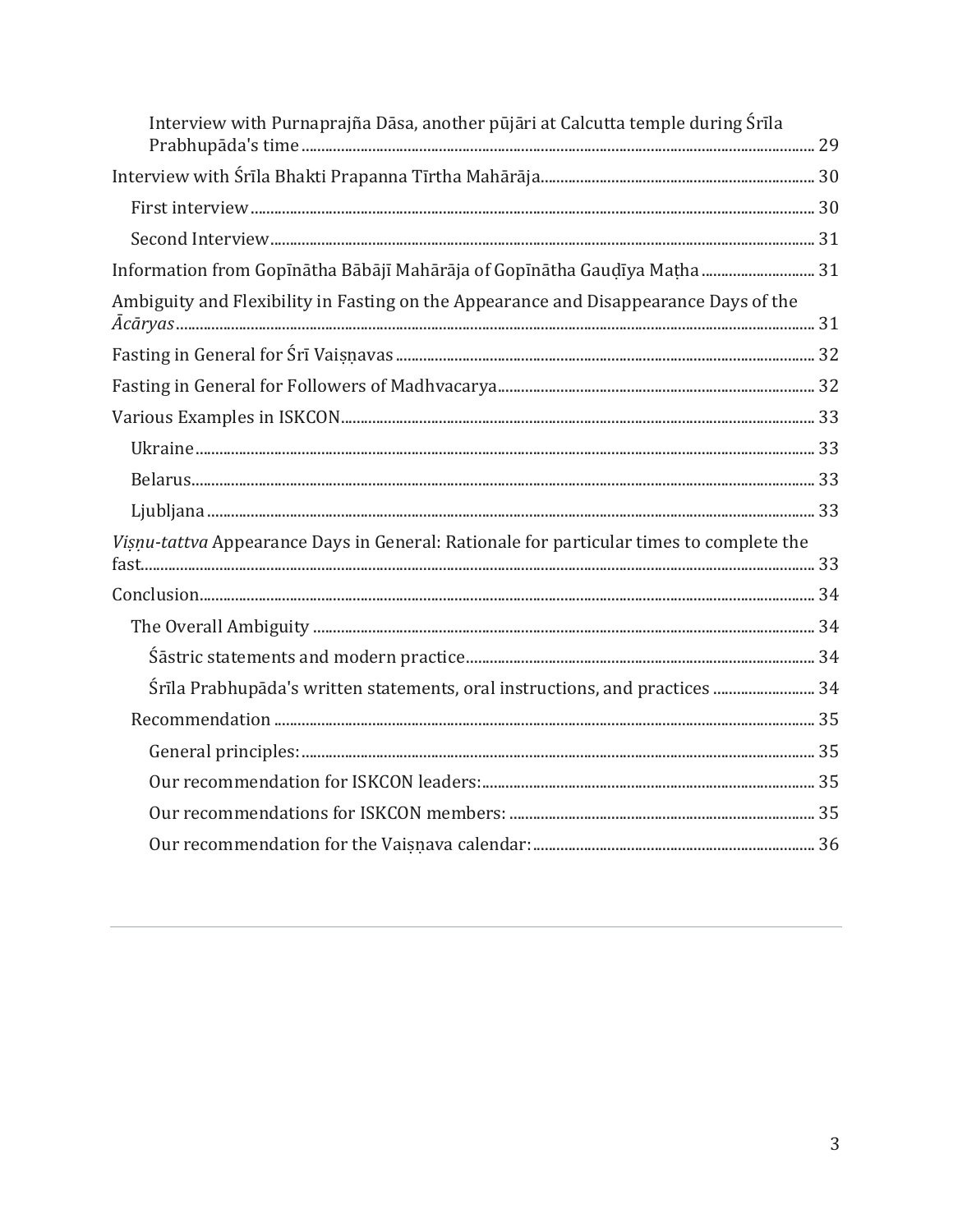- Interview with Purnaprajña Dāsa, another pūjāri at Calcutta temple during Śrīla Prabhupāda's time ..... 29
- Interview with Śrīla Bhakti Prapanna Tīrtha Mahārāja ..... 30
  - First interview ..... 30
  - Second Interview ..... 31
- Information from Gopīnātha Bābājī Mahārāja of Gopīnātha Gauḍīya Maṭha ..... 31
- Ambiguity and Flexibility in Fasting on the Appearance and Disappearance Days of the *Ācāryas* ..... 31
- Fasting in General for Śrī Vaiṣṇavas ..... 32
- Fasting in General for Followers of Madhvacarya ..... 32
- Various Examples in ISKCON ..... 33
  - Ukraine ..... 33
  - Belarus ..... 33
  - Ljubljana ..... 33
- *Viṣṇu-tattva* Appearance Days in General: Rationale for particular times to complete the fast ..... 33
- Conclusion ..... 34
  - The Overall Ambiguity ..... 34
    - Śāstric statements and modern practice ..... 34
    - Śrīla Prabhupāda's written statements, oral instructions, and practices ..... 34
  - Recommendation ..... 35
    - General principles: ..... 35
    - Our recommendation for ISKCON leaders: ..... 35
    - Our recommendations for ISKCON members: ..... 35
    - Our recommendation for the Vaiṣṇava calendar: ..... 36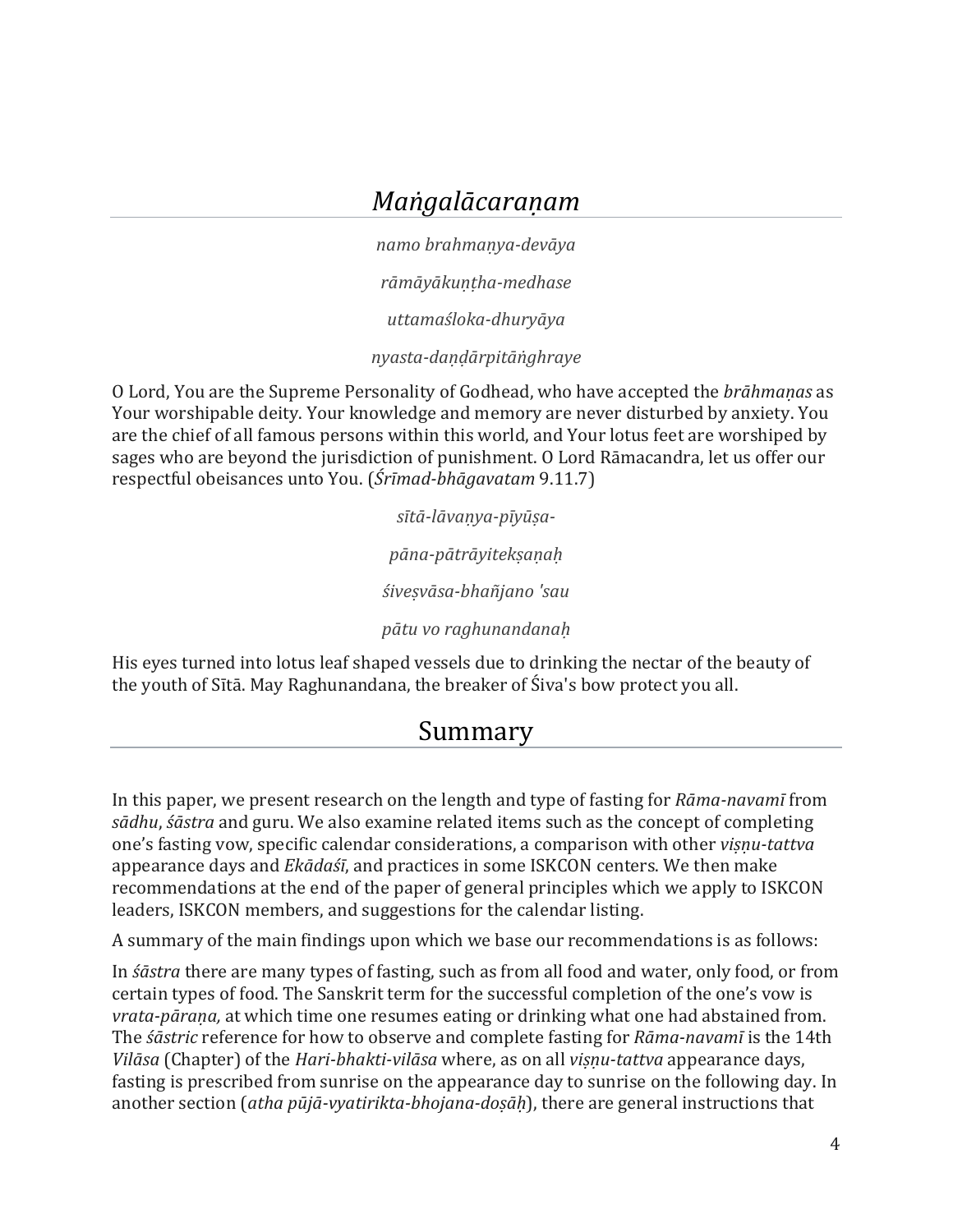## *Maṅgalācaraṇam*

*namo brahmaṇya-devāya*

*rāmāyākuṇṭha-medhase*

*uttamaśloka-dhuryāya*

*nyasta-daṇḍārpitāṅghraye*

O Lord, You are the Supreme Personality of Godhead, who have accepted the *brāhmaṇas* as Your worshipable deity. Your knowledge and memory are never disturbed by anxiety. You are the chief of all famous persons within this world, and Your lotus feet are worshiped by sages who are beyond the jurisdiction of punishment. O Lord Rāmacandra, let us offer our respectful obeisances unto You. (*Śrīmad-bhāgavatam* 9.11.7)

*sītā-lāvaṇya-pīyūṣa-*

*pāna-pātrāyitekṣaṇaḥ*

*śiveṣvāsa-bhañjano 'sau*

*pātu vo raghunandanaḥ*

His eyes turned into lotus leaf shaped vessels due to drinking the nectar of the beauty of the youth of Sītā. May Raghunandana, the breaker of Śiva's bow protect you all.

## Summary

In this paper, we present research on the length and type of fasting for *Rāma-navamī* from *sādhu*, *śāstra* and guru. We also examine related items such as the concept of completing one's fasting vow, specific calendar considerations, a comparison with other *viṣṇu-tattva* appearance days and *Ekādaśī*, and practices in some ISKCON centers. We then make recommendations at the end of the paper of general principles which we apply to ISKCON leaders, ISKCON members, and suggestions for the calendar listing.

A summary of the main findings upon which we base our recommendations is as follows:

In *śāstra* there are many types of fasting, such as from all food and water, only food, or from certain types of food. The Sanskrit term for the successful completion of the one's vow is *vrata-pāraṇa,* at which time one resumes eating or drinking what one had abstained from. The *śāstric* reference for how to observe and complete fasting for *Rāma-navamī* is the 14th *Vilāsa* (Chapter) of the *Hari-bhakti-vilāsa* where, as on all *viṣṇu-tattva* appearance days, fasting is prescribed from sunrise on the appearance day to sunrise on the following day. In another section (*atha pūjā-vyatirikta-bhojana-doṣāḥ*), there are general instructions that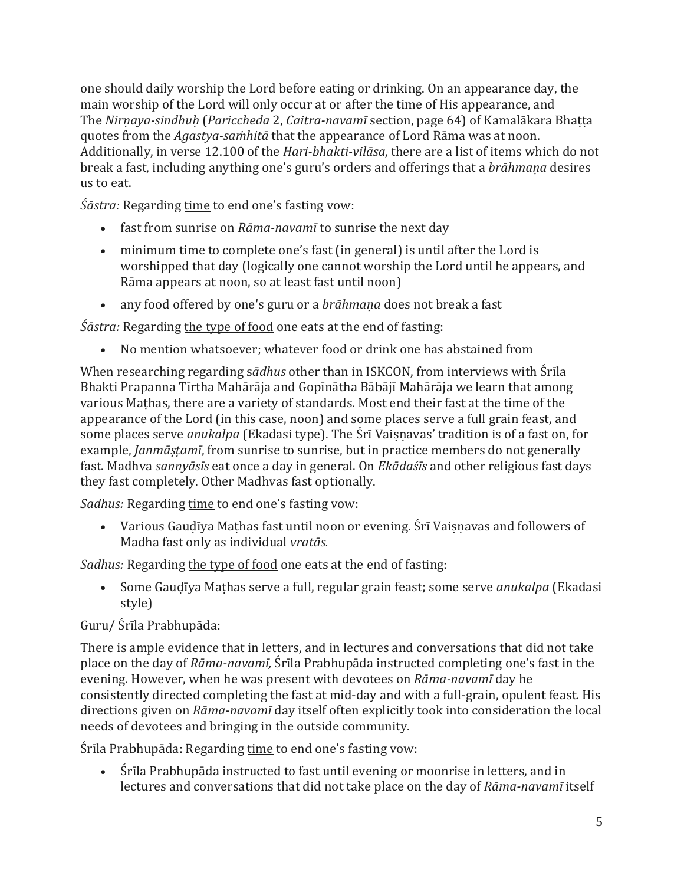one should daily worship the Lord before eating or drinking. On an appearance day, the main worship of the Lord will only occur at or after the time of His appearance, and The *Nirṇaya-sindhuḥ* (*Pariccheda* 2, *Caitra-navamī* section, page 64) of Kamalākara Bhaṭṭa quotes from the *Agastya-saṁhitā* that the appearance of Lord Rāma was at noon. Additionally, in verse 12.100 of the *Hari-bhakti-vilāsa*, there are a list of items which do not break a fast, including anything one's guru's orders and offerings that a *brāhmaṇa* desires us to eat.

*Śāstra:* Regarding <u>time</u> to end one's fasting vow:

- fast from sunrise on *Rāma-navamī* to sunrise the next day
- minimum time to complete one's fast (in general) is until after the Lord is worshipped that day (logically one cannot worship the Lord until he appears, and Rāma appears at noon, so at least fast until noon)
- any food offered by one's guru or a *brāhmaṇa* does not break a fast

*Śāstra:* Regarding <u>the type of food</u> one eats at the end of fasting:

- No mention whatsoever; whatever food or drink one has abstained from

When researching regarding *sādhus* other than in ISKCON, from interviews with Śrīla Bhakti Prapanna Tīrtha Mahārāja and Gopīnātha Bābājī Mahārāja we learn that among various Maṭhas, there are a variety of standards. Most end their fast at the time of the appearance of the Lord (in this case, noon) and some places serve a full grain feast, and some places serve *anukalpa* (Ekadasi type). The Śrī Vaiṣṇavas' tradition is of a fast on, for example, *Janmāṣṭamī*, from sunrise to sunrise, but in practice members do not generally fast. Madhva *sannyāsīs* eat once a day in general. On *Ekādaśīs* and other religious fast days they fast completely. Other Madhvas fast optionally.

*Sadhus:* Regarding <u>time</u> to end one's fasting vow:

- Various Gauḍīya Maṭhas fast until noon or evening. Śrī Vaiṣṇavas and followers of Madha fast only as individual *vratās.*

*Sadhus:* Regarding <u>the type of food</u> one eats at the end of fasting:

- Some Gauḍīya Maṭhas serve a full, regular grain feast; some serve *anukalpa* (Ekadasi style)

Guru/ Śrīla Prabhupāda:

There is ample evidence that in letters, and in lectures and conversations that did not take place on the day of *Rāma-navamī,* Śrīla Prabhupāda instructed completing one's fast in the evening. However, when he was present with devotees on *Rāma-navamī* day he consistently directed completing the fast at mid-day and with a full-grain, opulent feast. His directions given on *Rāma-navamī* day itself often explicitly took into consideration the local needs of devotees and bringing in the outside community.

Śrīla Prabhupāda: Regarding <u>time</u> to end one's fasting vow:

- Śrīla Prabhupāda instructed to fast until evening or moonrise in letters, and in lectures and conversations that did not take place on the day of *Rāma-navamī* itself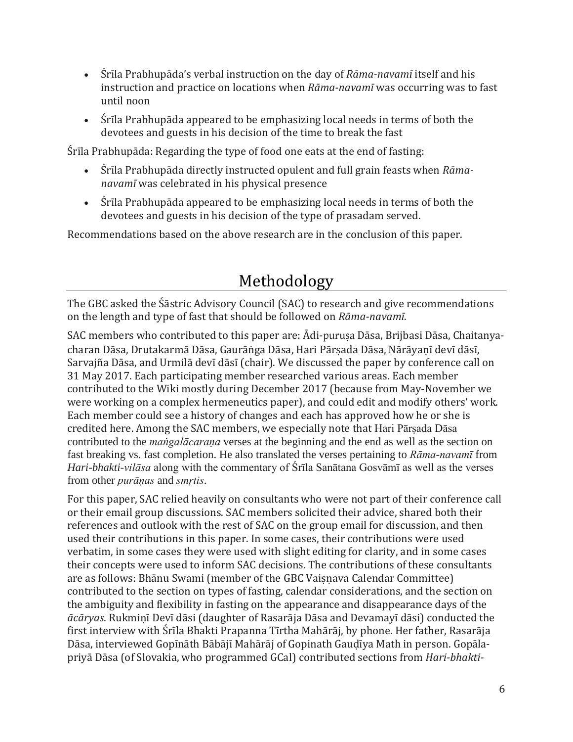- Śrīla Prabhupāda's verbal instruction on the day of *Rāma-navamī* itself and his instruction and practice on locations when *Rāma-navamī* was occurring was to fast until noon
- Śrīla Prabhupāda appeared to be emphasizing local needs in terms of both the devotees and guests in his decision of the time to break the fast

Śrīla Prabhupāda: Regarding the type of food one eats at the end of fasting:

- Śrīla Prabhupāda directly instructed opulent and full grain feasts when *Rāma-navamī* was celebrated in his physical presence
- Śrīla Prabhupāda appeared to be emphasizing local needs in terms of both the devotees and guests in his decision of the type of prasadam served.

Recommendations based on the above research are in the conclusion of this paper.

# Methodology

The GBC asked the Śāstric Advisory Council (SAC) to research and give recommendations on the length and type of fast that should be followed on *Rāma-navamī*.

SAC members who contributed to this paper are: Ādi-puruṣa Dāsa, Brijbasi Dāsa, Chaitanya-charan Dāsa, Drutakarmā Dāsa, Gaurāṅga Dāsa, Hari Pārṣada Dāsa, Nārāyaṇī devī dāsī, Sarvajña Dāsa, and Urmilā devī dāsī (chair). We discussed the paper by conference call on 31 May 2017. Each participating member researched various areas. Each member contributed to the Wiki mostly during December 2017 (because from May-November we were working on a complex hermeneutics paper), and could edit and modify others' work. Each member could see a history of changes and each has approved how he or she is credited here. Among the SAC members, we especially note that Hari Pārṣada Dāsa contributed to the *maṅgalācaraṇa* verses at the beginning and the end as well as the section on fast breaking vs. fast completion. He also translated the verses pertaining to *Rāma-navamī* from *Hari-bhakti-vilāsa* along with the commentary of Śrīla Sanātana Gosvāmī as well as the verses from other *purāṇas* and *smṛtis*.

For this paper, SAC relied heavily on consultants who were not part of their conference call or their email group discussions. SAC members solicited their advice, shared both their references and outlook with the rest of SAC on the group email for discussion, and then used their contributions in this paper. In some cases, their contributions were used verbatim, in some cases they were used with slight editing for clarity, and in some cases their concepts were used to inform SAC decisions. The contributions of these consultants are as follows: Bhānu Swami (member of the GBC Vaiṣṇava Calendar Committee) contributed to the section on types of fasting, calendar considerations, and the section on the ambiguity and flexibility in fasting on the appearance and disappearance days of the *ācāryas*. Rukmiṇī Devī dāsi (daughter of Rasarāja Dāsa and Devamayī dāsi) conducted the first interview with Śrīla Bhakti Prapanna Tīrtha Mahārāj, by phone. Her father, Rasarāja Dāsa, interviewed Gopīnāth Bābājī Mahārāj of Gopinath Gauḍīya Math in person. Gopāla-priyā Dāsa (of Slovakia, who programmed GCal) contributed sections from *Hari-bhakti-*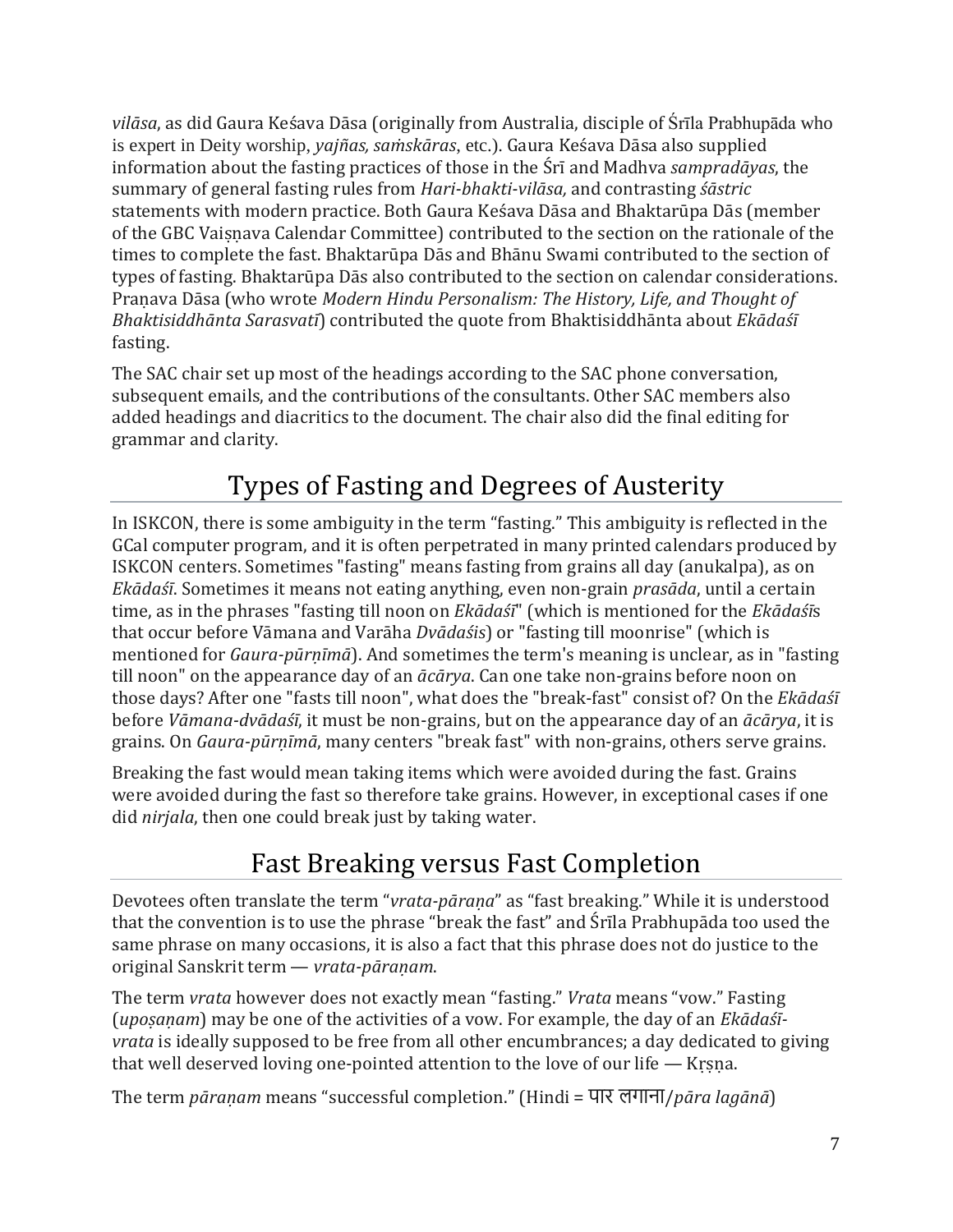*vilāsa*, as did Gaura Keśava Dāsa (originally from Australia, disciple of Śrīla Prabhupāda who is expert in Deity worship, *yajñas, saṁskāras*, etc.). Gaura Keśava Dāsa also supplied information about the fasting practices of those in the Śrī and Madhva *sampradāyas*, the summary of general fasting rules from *Hari-bhakti-vilāsa,* and contrasting *śāstric* statements with modern practice. Both Gaura Keśava Dāsa and Bhaktarūpa Dās (member of the GBC Vaiṣṇava Calendar Committee) contributed to the section on the rationale of the times to complete the fast. Bhaktarūpa Dās and Bhānu Swami contributed to the section of types of fasting. Bhaktarūpa Dās also contributed to the section on calendar considerations. Praṇava Dāsa (who wrote *Modern Hindu Personalism: The History, Life, and Thought of Bhaktisiddhānta Sarasvatī*) contributed the quote from Bhaktisiddhānta about *Ekādaśī* fasting.

The SAC chair set up most of the headings according to the SAC phone conversation, subsequent emails, and the contributions of the consultants. Other SAC members also added headings and diacritics to the document. The chair also did the final editing for grammar and clarity.

## Types of Fasting and Degrees of Austerity

In ISKCON, there is some ambiguity in the term "fasting." This ambiguity is reflected in the GCal computer program, and it is often perpetrated in many printed calendars produced by ISKCON centers. Sometimes "fasting" means fasting from grains all day (anukalpa), as on *Ekādaśī*. Sometimes it means not eating anything, even non-grain *prasāda*, until a certain time, as in the phrases "fasting till noon on *Ekādaśī*" (which is mentioned for the *Ekādaśī*s that occur before Vāmana and Varāha *Dvādaśis*) or "fasting till moonrise" (which is mentioned for *Gaura-pūrṇīmā*). And sometimes the term's meaning is unclear, as in "fasting till noon" on the appearance day of an *ācārya*. Can one take non-grains before noon on those days? After one "fasts till noon", what does the "break-fast" consist of? On the *Ekādaśī* before *Vāmana-dvādaśī*, it must be non-grains, but on the appearance day of an *ācārya*, it is grains. On *Gaura-pūrṇīmā*, many centers "break fast" with non-grains, others serve grains.

Breaking the fast would mean taking items which were avoided during the fast. Grains were avoided during the fast so therefore take grains. However, in exceptional cases if one did *nirjala*, then one could break just by taking water.

## Fast Breaking versus Fast Completion

Devotees often translate the term "*vrata-pāraṇa*" as "fast breaking." While it is understood that the convention is to use the phrase "break the fast" and Śrīla Prabhupāda too used the same phrase on many occasions, it is also a fact that this phrase does not do justice to the original Sanskrit term — *vrata-pāraṇam*.

The term *vrata* however does not exactly mean "fasting." *Vrata* means "vow." Fasting (*upoṣaṇam*) may be one of the activities of a vow. For example, the day of an *Ekādaśī-vrata* is ideally supposed to be free from all other encumbrances; a day dedicated to giving that well deserved loving one-pointed attention to the love of our life — Kṛṣṇa.

The term *pāraṇam* means "successful completion." (Hindi = पार लगाना/*pāra lagānā*)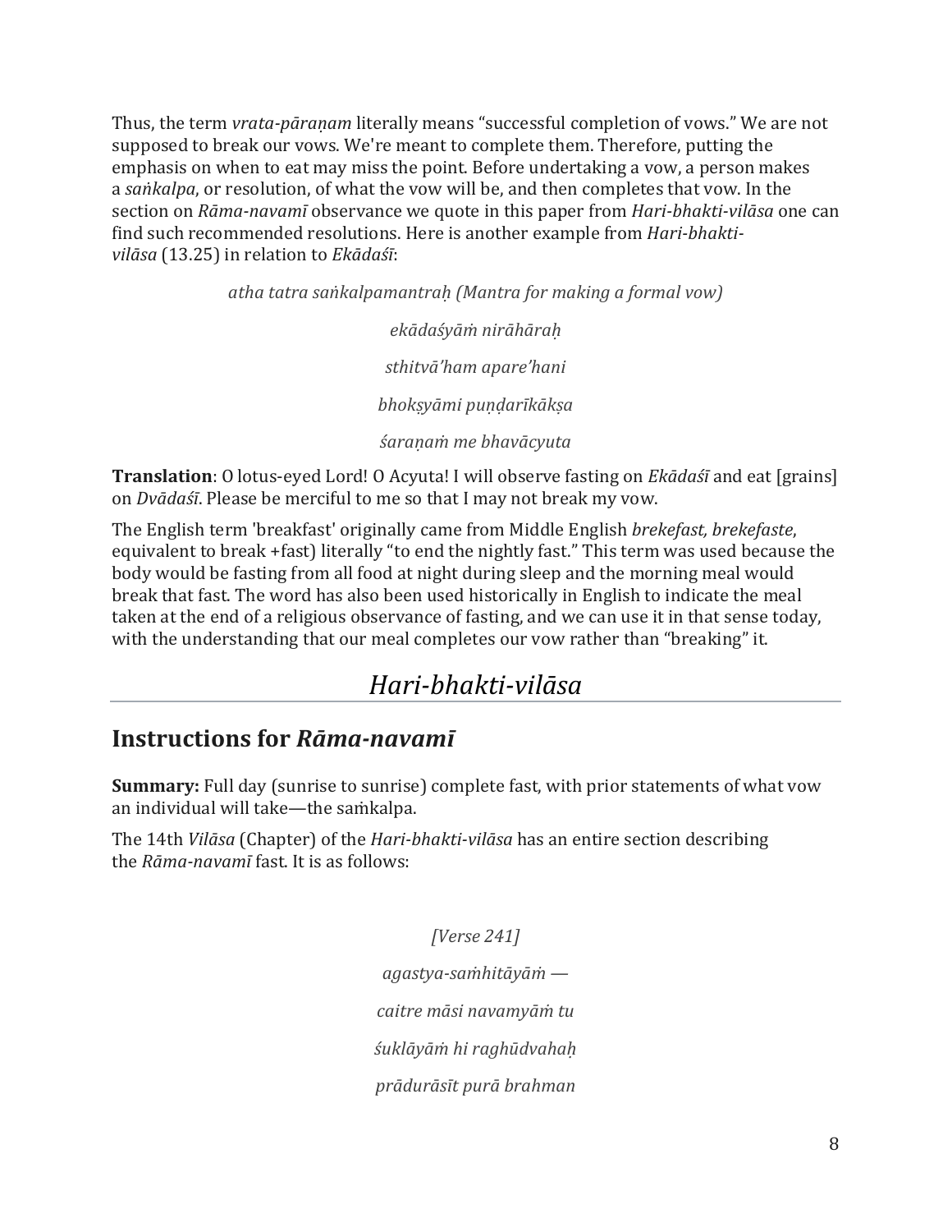Thus, the term *vrata-pāraṇam* literally means "successful completion of vows." We are not supposed to break our vows. We're meant to complete them. Therefore, putting the emphasis on when to eat may miss the point. Before undertaking a vow, a person makes a *saṅkalpa*, or resolution, of what the vow will be, and then completes that vow. In the section on *Rāma-navamī* observance we quote in this paper from *Hari-bhakti-vilāsa* one can find such recommended resolutions. Here is another example from *Hari-bhakti-vilāsa* (13.25) in relation to *Ekādaśī*:

*atha tatra saṅkalpamantraḥ (Mantra for making a formal vow)*

*ekādaśyāṁ nirāhāraḥ*

*sthitvā'ham apare'hani*

*bhokṣyāmi puṇḍarīkākṣa*

*śaraṇaṁ me bhavācyuta*

**Translation**: O lotus-eyed Lord! O Acyuta! I will observe fasting on *Ekādaśī* and eat [grains] on *Dvādaśī*. Please be merciful to me so that I may not break my vow.

The English term 'breakfast' originally came from Middle English *brekefast, brekefaste*, equivalent to break +fast) literally "to end the nightly fast." This term was used because the body would be fasting from all food at night during sleep and the morning meal would break that fast. The word has also been used historically in English to indicate the meal taken at the end of a religious observance of fasting, and we can use it in that sense today, with the understanding that our meal completes our vow rather than "breaking" it.

# *Hari-bhakti-vilāsa*

## Instructions for *Rāma-navamī*

**Summary:** Full day (sunrise to sunrise) complete fast, with prior statements of what vow an individual will take—the saṁkalpa.

The 14th *Vilāsa* (Chapter) of the *Hari-bhakti-vilāsa* has an entire section describing the *Rāma-navamī* fast. It is as follows:

*[Verse 241]*

*agastya-saṁhitāyāṁ —*

*caitre māsi navamyāṁ tu*

*śuklāyāṁ hi raghūdvahaḥ*

*prādurāsīt purā brahman*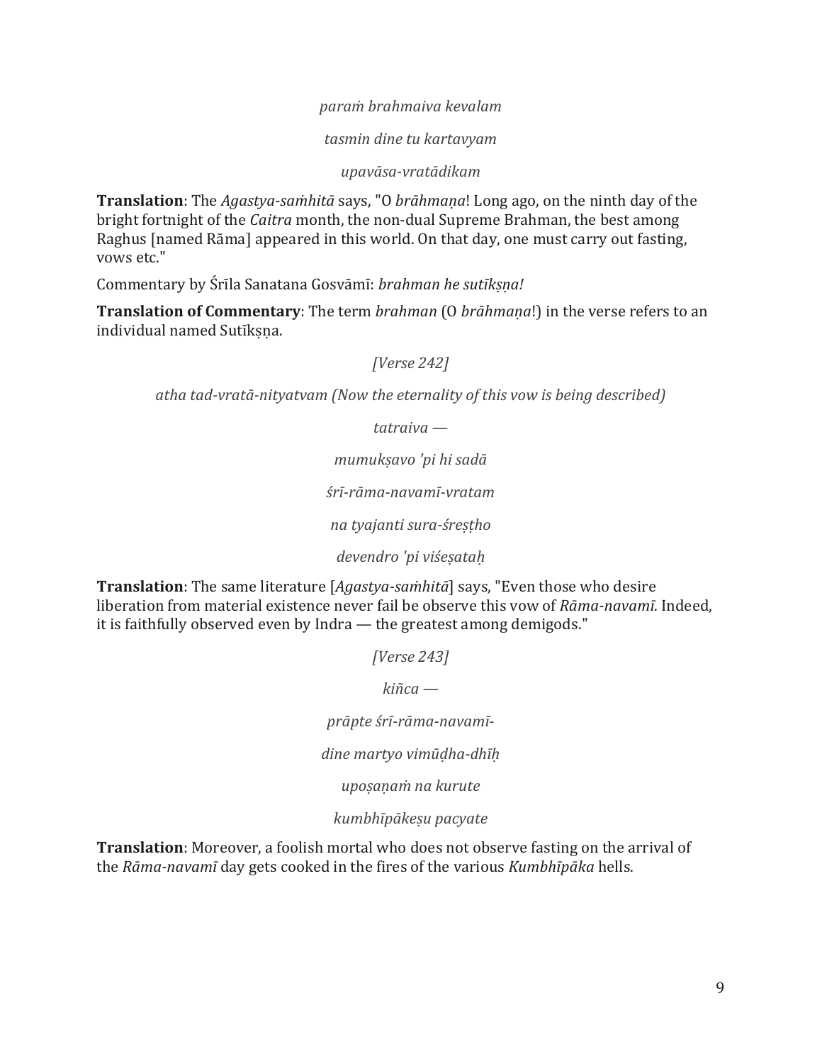*paraṁ brahmaiva kevalam*

*tasmin dine tu kartavyam*

*upavāsa-vratādikam*

**Translation**: The *Agastya-saṁhitā* says, "O *brāhmaṇa*! Long ago, on the ninth day of the bright fortnight of the *Caitra* month, the non-dual Supreme Brahman, the best among Raghus [named Rāma] appeared in this world. On that day, one must carry out fasting, vows etc."

Commentary by Śrīla Sanatana Gosvāmī: *brahman he sutīkṣṇa!*

**Translation of Commentary**: The term *brahman* (O *brāhmaṇa*!) in the verse refers to an individual named Sutīkṣṇa.

*[Verse 242]*

*atha tad-vratā-nityatvam (Now the eternality of this vow is being described)*

*tatraiva —*

*mumukṣavo 'pi hi sadā*

*śrī-rāma-navamī-vratam*

*na tyajanti sura-śreṣṭho*

*devendro 'pi viśeṣataḥ*

**Translation**: The same literature [*Agastya-saṁhitā*] says, "Even those who desire liberation from material existence never fail be observe this vow of *Rāma-navamī*. Indeed, it is faithfully observed even by Indra — the greatest among demigods."

*[Verse 243]*

*kiñca —*

*prāpte śrī-rāma-navamī-*

*dine martyo vimūḍha-dhīḥ*

*upoṣaṇaṁ na kurute*

*kumbhīpākeṣu pacyate*

**Translation**: Moreover, a foolish mortal who does not observe fasting on the arrival of the *Rāma-navamī* day gets cooked in the fires of the various *Kumbhīpāka* hells.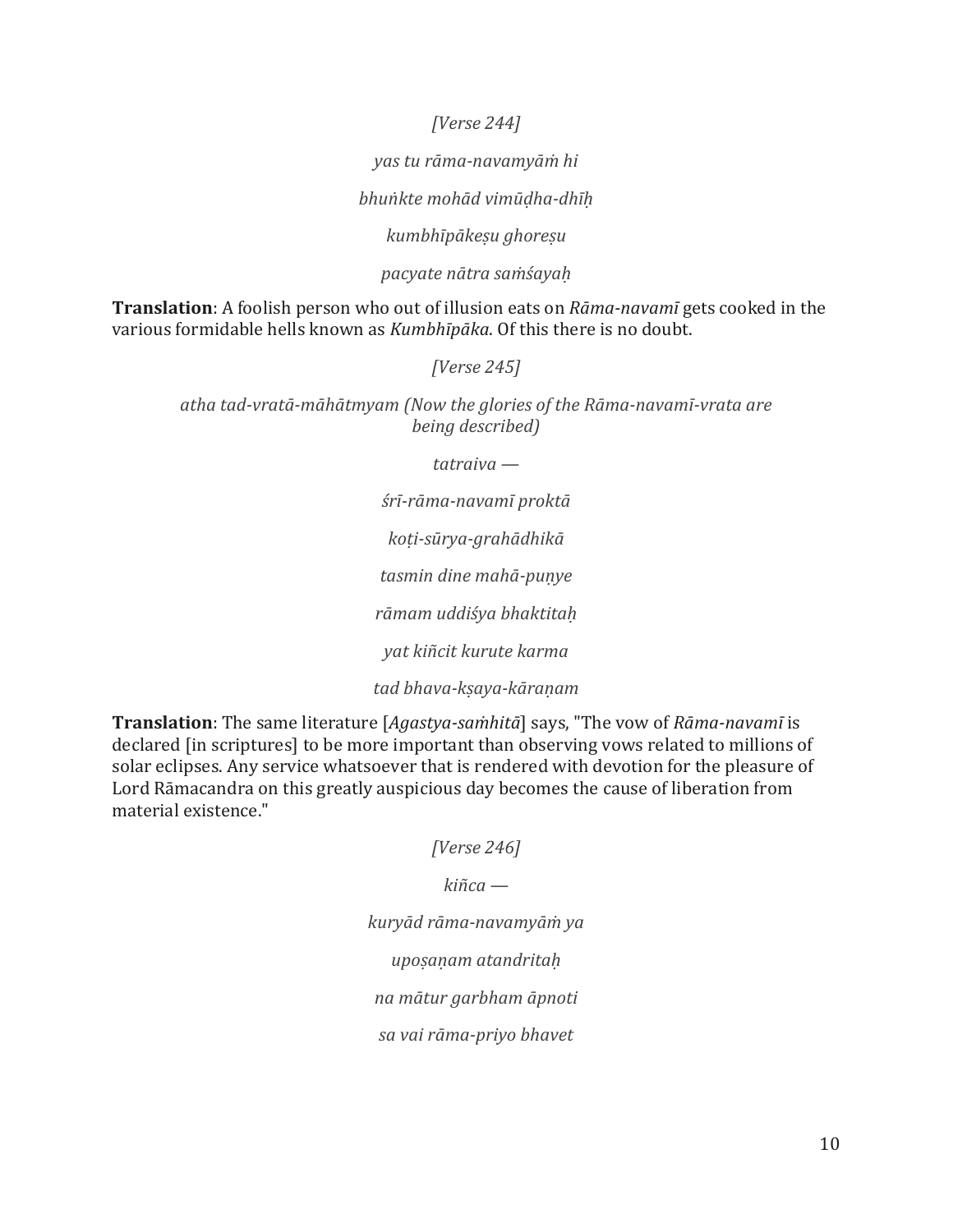*[Verse 244]*

*yas tu rāma-navamyāṁ hi*

*bhuṅkte mohād vimūḍha-dhīḥ*

*kumbhīpākeṣu ghoreṣu*

*pacyate nātra saṁśayaḥ*

**Translation**: A foolish person who out of illusion eats on *Rāma-navamī* gets cooked in the various formidable hells known as *Kumbhīpāka*. Of this there is no doubt.

*[Verse 245]*

*atha tad-vratā-māhātmyam (Now the glories of the Rāma-navamī-vrata are being described)*

*tatraiva —*

*śrī-rāma-navamī proktā*

*koṭi-sūrya-grahādhikā*

*tasmin dine mahā-puṇye*

*rāmam uddiśya bhaktitaḥ*

*yat kiñcit kurute karma*

*tad bhava-kṣaya-kāraṇam*

**Translation**: The same literature [*Agastya-saṁhitā*] says, "The vow of *Rāma-navamī* is declared [in scriptures] to be more important than observing vows related to millions of solar eclipses. Any service whatsoever that is rendered with devotion for the pleasure of Lord Rāmacandra on this greatly auspicious day becomes the cause of liberation from material existence."

*[Verse 246]*

*kiñca —*

*kuryād rāma-navamyāṁ ya*

*upoṣaṇam atandritaḥ*

*na mātur garbham āpnoti*

*sa vai rāma-priyo bhavet*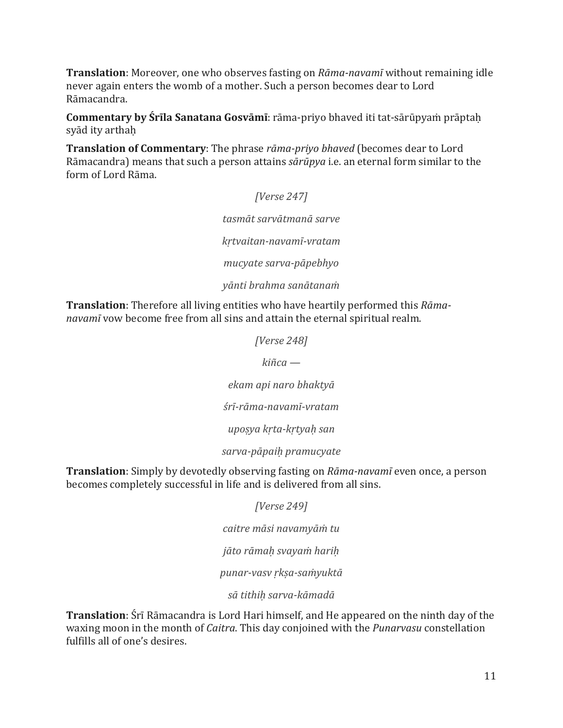**Translation**: Moreover, one who observes fasting on *Rāma-navamī* without remaining idle never again enters the womb of a mother. Such a person becomes dear to Lord Rāmacandra.

**Commentary by Śrīla Sanatana Gosvāmī**: rāma-priyo bhaved iti tat-sārūpyaṁ prāptaḥ syād ity arthaḥ

**Translation of Commentary**: The phrase *rāma-priyo bhaved* (becomes dear to Lord Rāmacandra) means that such a person attains *sārūpya* i.e. an eternal form similar to the form of Lord Rāma.

*[Verse 247]*

*tasmāt sarvātmanā sarve*

*kṛtvaitan-navamī-vratam*

*mucyate sarva-pāpebhyo*

*yānti brahma sanātanaṁ*

**Translation**: Therefore all living entities who have heartily performed this *Rāma-navamī* vow become free from all sins and attain the eternal spiritual realm.

*[Verse 248]*

*kiñca —*

*ekam api naro bhaktyā*

*śrī-rāma-navamī-vratam*

*upoṣya kṛta-kṛtyaḥ san*

*sarva-pāpaiḥ pramucyate*

**Translation**: Simply by devotedly observing fasting on *Rāma-navamī* even once, a person becomes completely successful in life and is delivered from all sins.

*[Verse 249]*

*caitre māsi navamyāṁ tu*

*jāto rāmaḥ svayaṁ hariḥ*

*punar-vasv ṛkṣa-saṁyuktā*

*sā tithiḥ sarva-kāmadā*

**Translation**: Śrī Rāmacandra is Lord Hari himself, and He appeared on the ninth day of the waxing moon in the month of *Caitra*. This day conjoined with the *Punarvasu* constellation fulfills all of one's desires.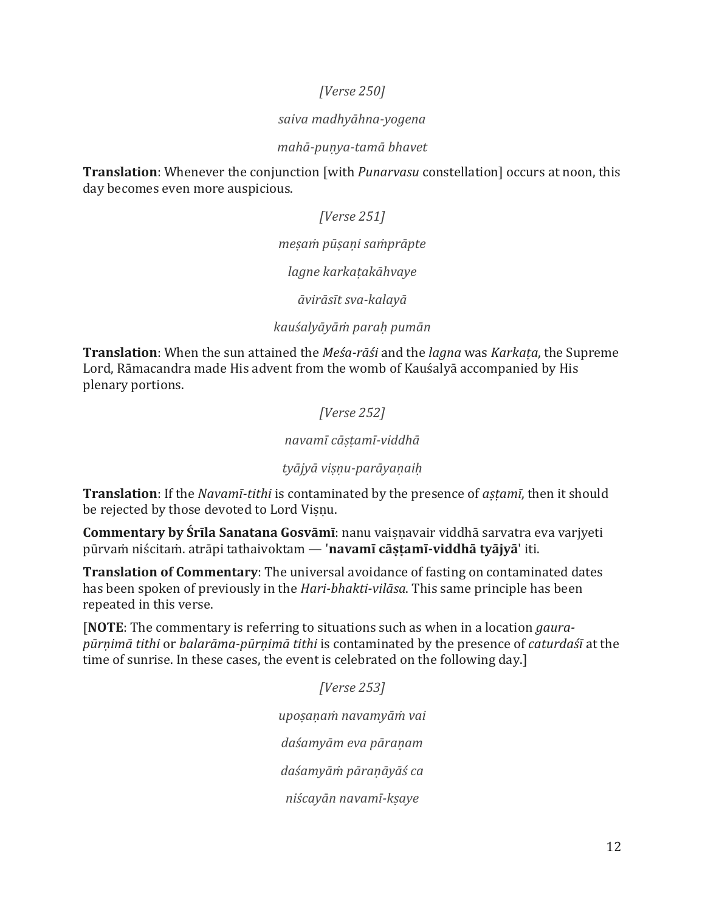*[Verse 250]*

*saiva madhyāhna-yogena*

*mahā-puṇya-tamā bhavet*

**Translation**: Whenever the conjunction [with *Punarvasu* constellation] occurs at noon, this day becomes even more auspicious.

*[Verse 251]*

*meṣaṁ pūṣaṇi saṁprāpte*

*lagne karkaṭakāhvaye*

*āvirāsīt sva-kalayā*

*kauśalyāyāṁ paraḥ pumān*

**Translation**: When the sun attained the *Meśa-rāśi* and the *lagna* was *Karkaṭa*, the Supreme Lord, Rāmacandra made His advent from the womb of Kauśalyā accompanied by His plenary portions.

*[Verse 252]*

*navamī cāṣṭamī-viddhā*

*tyājyā viṣṇu-parāyaṇaiḥ*

**Translation**: If the *Navamī-tithi* is contaminated by the presence of *aṣṭamī*, then it should be rejected by those devoted to Lord Viṣṇu.

**Commentary by Śrīla Sanatana Gosvāmī**: nanu vaiṣṇavair viddhā sarvatra eva varjyeti pūrvaṁ niścitaṁ. atrāpi tathaivoktam — '**navamī cāṣṭamī-viddhā tyājyā**' iti.

**Translation of Commentary**: The universal avoidance of fasting on contaminated dates has been spoken of previously in the *Hari-bhakti-vilāsa*. This same principle has been repeated in this verse.

[**NOTE**: The commentary is referring to situations such as when in a location *gaura-pūrṇimā tithi* or *balarāma-pūrṇimā tithi* is contaminated by the presence of *caturdaśī* at the time of sunrise. In these cases, the event is celebrated on the following day.]

*[Verse 253]*

*upoṣaṇaṁ navamyāṁ vai*

*daśamyām eva pāraṇam*

*daśamyāṁ pāraṇāyāś ca*

*niścayān navamī-kṣaye*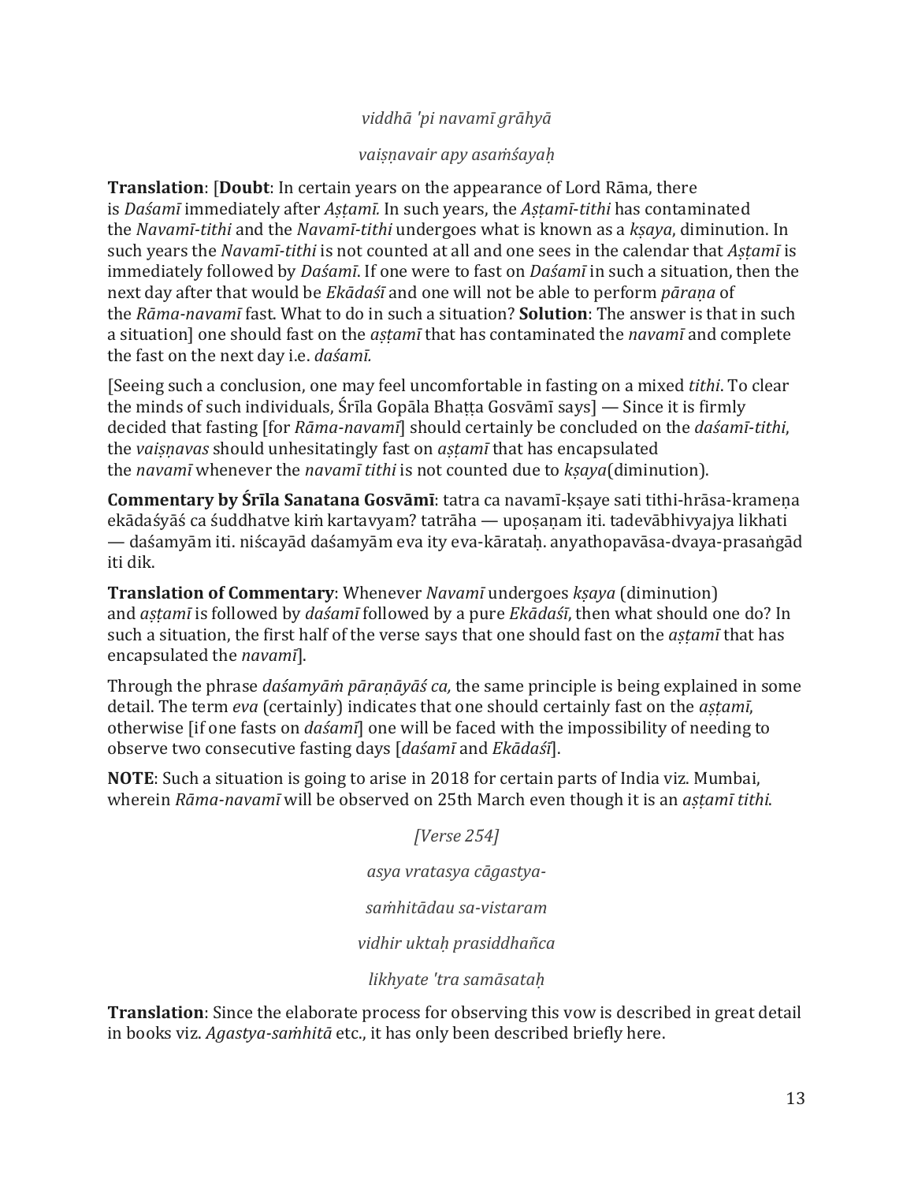*viddhā 'pi navamī grāhyā*

*vaiṣṇavair apy asaṁśayaḥ*

**Translation**: [**Doubt**: In certain years on the appearance of Lord Rāma, there is *Daśamī* immediately after *Aṣṭamī.* In such years, the *Aṣṭamī-tithi* has contaminated the *Navamī-tithi* and the *Navamī-tithi* undergoes what is known as a *kṣaya*, diminution. In such years the *Navamī-tithi* is not counted at all and one sees in the calendar that *Aṣṭamī* is immediately followed by *Daśamī*. If one were to fast on *Daśamī* in such a situation, then the next day after that would be *Ekādaśī* and one will not be able to perform *pāraṇa* of the *Rāma-navamī* fast. What to do in such a situation? **Solution**: The answer is that in such a situation] one should fast on the *aṣṭamī* that has contaminated the *navamī* and complete the fast on the next day i.e. *daśamī.*

[Seeing such a conclusion, one may feel uncomfortable in fasting on a mixed *tithi*. To clear the minds of such individuals, Śrīla Gopāla Bhaṭṭa Gosvāmī says] — Since it is firmly decided that fasting [for *Rāma-navamī*] should certainly be concluded on the *daśamī-tithi*, the *vaiṣṇavas* should unhesitatingly fast on *aṣṭamī* that has encapsulated the *navamī* whenever the *navamī tithi* is not counted due to *kṣaya*(diminution).

**Commentary by Śrīla Sanatana Gosvāmī**: tatra ca navamī-kṣaye sati tithi-hrāsa-krameṇa ekādaśyāś ca śuddhatve kiṁ kartavyam? tatrāha — upoṣaṇam iti. tadevābhivyajya likhati — daśamyām iti. niścayād daśamyām eva ity eva-kārataḥ. anyathopavāsa-dvaya-prasaṅgād iti dik.

**Translation of Commentary**: Whenever *Navamī* undergoes *kṣaya* (diminution) and *aṣṭamī* is followed by *daśamī* followed by a pure *Ekādaśī*, then what should one do? In such a situation, the first half of the verse says that one should fast on the *aṣṭamī* that has encapsulated the *navamī*].

Through the phrase *daśamyāṁ pāraṇāyāś ca,* the same principle is being explained in some detail. The term *eva* (certainly) indicates that one should certainly fast on the *aṣṭamī*, otherwise [if one fasts on *daśamī*] one will be faced with the impossibility of needing to observe two consecutive fasting days [*daśamī* and *Ekādaśī*].

**NOTE**: Such a situation is going to arise in 2018 for certain parts of India viz. Mumbai, wherein *Rāma-navamī* will be observed on 25th March even though it is an *aṣṭamī tithi.*

*[Verse 254]*

*asya vratasya cāgastya-*

*saṁhitādau sa-vistaram*

*vidhir uktaḥ prasiddhañca*

*likhyate 'tra samāsataḥ*

**Translation**: Since the elaborate process for observing this vow is described in great detail in books viz. *Agastya-saṁhitā* etc., it has only been described briefly here.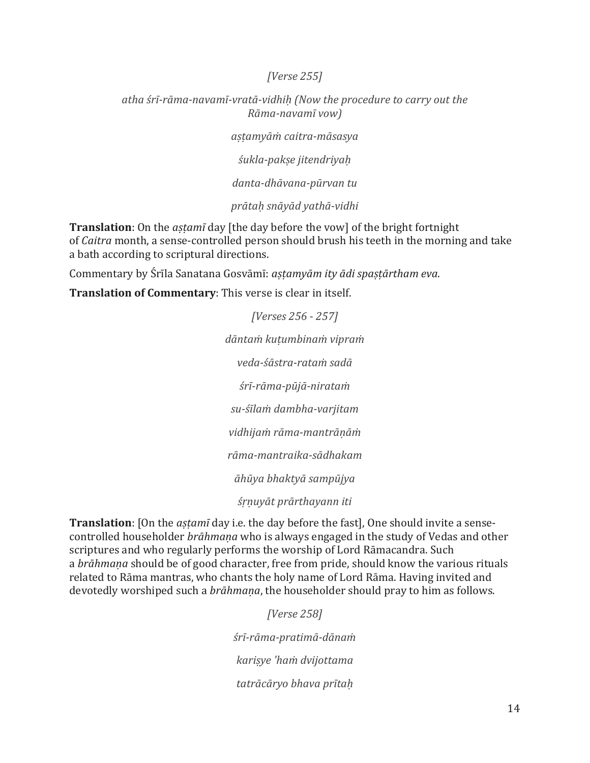*[Verse 255]*

*atha śrī-rāma-navamī-vratā-vidhiḥ (Now the procedure to carry out the Rāma-navamī vow)*

*aṣṭamyāṁ caitra-māsasya*

*śukla-pakṣe jitendriyaḥ*

*danta-dhāvana-pūrvan tu*

*prātaḥ snāyād yathā-vidhi*

**Translation**: On the *aṣṭamī* day [the day before the vow] of the bright fortnight of *Caitra* month, a sense-controlled person should brush his teeth in the morning and take a bath according to scriptural directions.

Commentary by Śrīla Sanatana Gosvāmī: *aṣṭamyām ity ādi spaṣṭārtham eva.*

**Translation of Commentary**: This verse is clear in itself.

*[Verses 256 - 257]*

*dāntaṁ kuṭumbinaṁ vipraṁ*

*veda-śāstra-rataṁ sadā*

*śrī-rāma-pūjā-nirataṁ*

*su-śīlaṁ dambha-varjitam*

*vidhijaṁ rāma-mantrāṇāṁ*

*rāma-mantraika-sādhakam*

*āhūya bhaktyā sampūjya*

*śṛṇuyāt prārthayann iti*

**Translation**: [On the *aṣṭamī* day i.e. the day before the fast], One should invite a sense-controlled householder *brāhmaṇa* who is always engaged in the study of Vedas and other scriptures and who regularly performs the worship of Lord Rāmacandra. Such a *brāhmaṇa* should be of good character, free from pride, should know the various rituals related to Rāma mantras, who chants the holy name of Lord Rāma. Having invited and devotedly worshiped such a *brāhmaṇa*, the householder should pray to him as follows.

*[Verse 258]*

*śrī-rāma-pratimā-dānaṁ*

*kariṣye 'haṁ dvijottama*

*tatrācāryo bhava prītaḥ*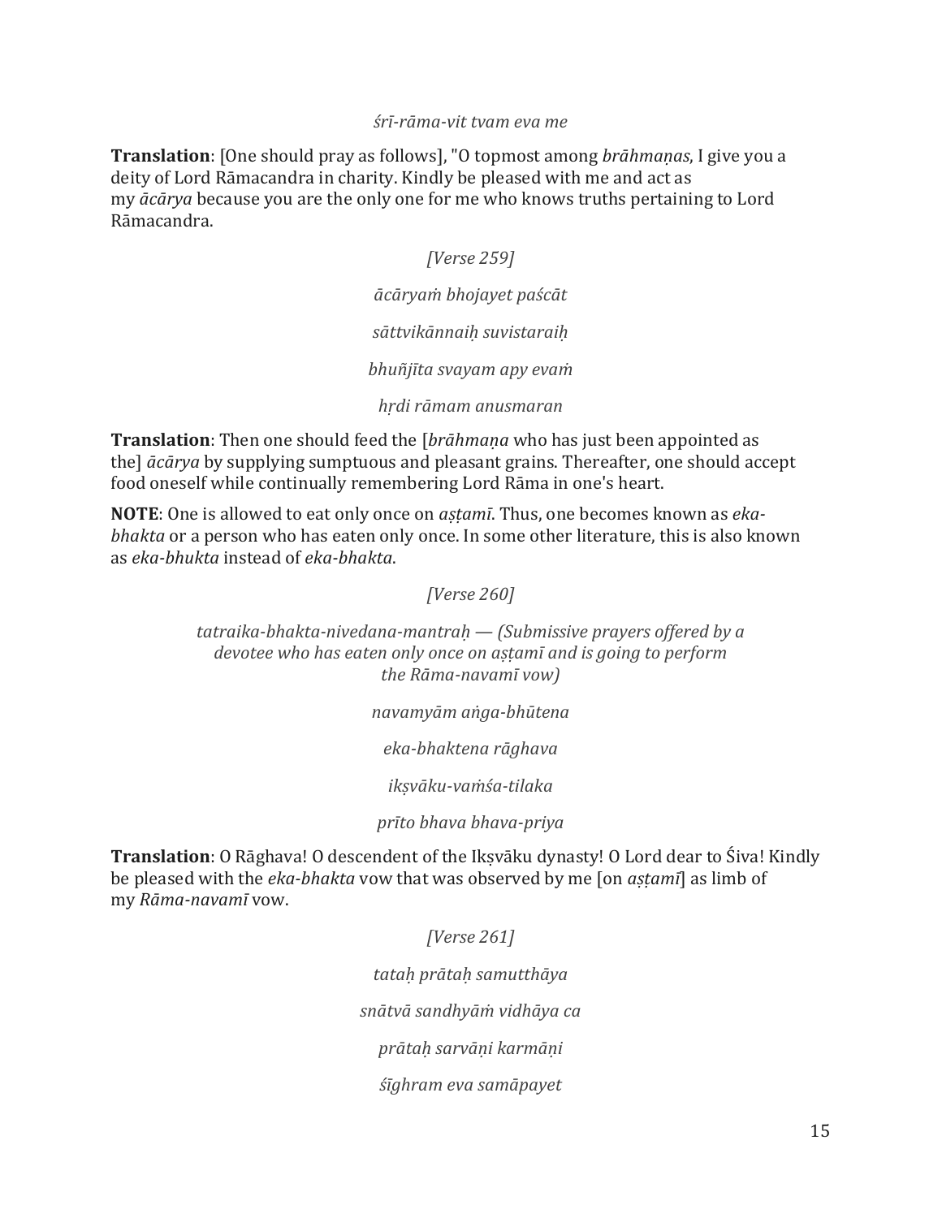*śrī-rāma-vit tvam eva me*

**Translation**: [One should pray as follows], "O topmost among *brāhmaṇas*, I give you a deity of Lord Rāmacandra in charity. Kindly be pleased with me and act as my *ācārya* because you are the only one for me who knows truths pertaining to Lord Rāmacandra.

*[Verse 259]*

*ācāryaṁ bhojayet paścāt*

*sāttvikānnaiḥ suvistaraiḥ*

*bhuñjīta svayam apy evaṁ*

*hṛdi rāmam anusmaran*

**Translation**: Then one should feed the [*brāhmaṇa* who has just been appointed as the] *ācārya* by supplying sumptuous and pleasant grains. Thereafter, one should accept food oneself while continually remembering Lord Rāma in one's heart.

**NOTE**: One is allowed to eat only once on *aṣṭamī*. Thus, one becomes known as *eka-bhakta* or a person who has eaten only once. In some other literature, this is also known as *eka-bhukta* instead of *eka-bhakta*.

*[Verse 260]*

*tatraika-bhakta-nivedana-mantraḥ — (Submissive prayers offered by a devotee who has eaten only once on aṣṭamī and is going to perform the Rāma-navamī vow)*

*navamyām aṅga-bhūtena*

*eka-bhaktena rāghava*

*ikṣvāku-vaṁśa-tilaka*

*prīto bhava bhava-priya*

**Translation**: O Rāghava! O descendent of the Ikṣvāku dynasty! O Lord dear to Śiva! Kindly be pleased with the *eka-bhakta* vow that was observed by me [on *aṣṭamī*] as limb of my *Rāma-navamī* vow.

*[Verse 261]*

*tataḥ prātaḥ samutthāya*

*snātvā sandhyāṁ vidhāya ca*

*prātaḥ sarvāṇi karmāṇi*

*śīghram eva samāpayet*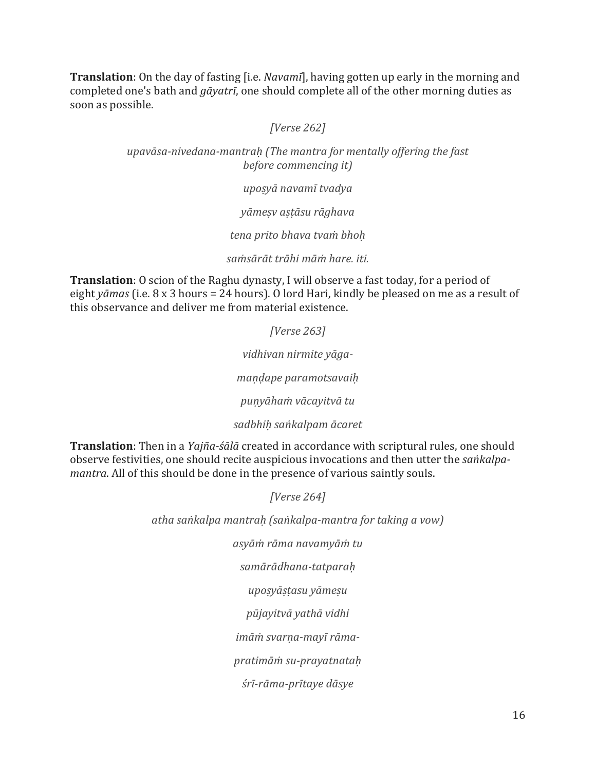**Translation**: On the day of fasting [i.e. *Navamī*], having gotten up early in the morning and completed one's bath and *gāyatrī*, one should complete all of the other morning duties as soon as possible.

*[Verse 262]*

*upavāsa-nivedana-mantraḥ (The mantra for mentally offering the fast before commencing it)*

*upoṣyā navamī tvadya*

*yāmeṣv aṣṭāsu rāghava*

*tena prito bhava tvaṁ bhoḥ*

*saṁsārāt trāhi māṁ hare. iti.*

**Translation**: O scion of the Raghu dynasty, I will observe a fast today, for a period of eight *yāmas* (i.e. 8 x 3 hours = 24 hours). O lord Hari, kindly be pleased on me as a result of this observance and deliver me from material existence.

*[Verse 263]*

*vidhivan nirmite yāga-*

*maṇḍape paramotsavaiḥ*

*puṇyāhaṁ vācayitvā tu*

*sadbhiḥ saṅkalpam ācaret*

**Translation**: Then in a *Yajña-śālā* created in accordance with scriptural rules, one should observe festivities, one should recite auspicious invocations and then utter the *saṅkalpa-mantra*. All of this should be done in the presence of various saintly souls.

*[Verse 264]*

*atha saṅkalpa mantraḥ (saṅkalpa-mantra for taking a vow)*

*asyāṁ rāma navamyāṁ tu*

*samārādhana-tatparaḥ*

*upoṣyāṣṭasu yāmeṣu*

*pūjayitvā yathā vidhi*

*imāṁ svarṇa-mayī rāma-*

*pratimāṁ su-prayatnataḥ*

*śrī-rāma-prītaye dāsye*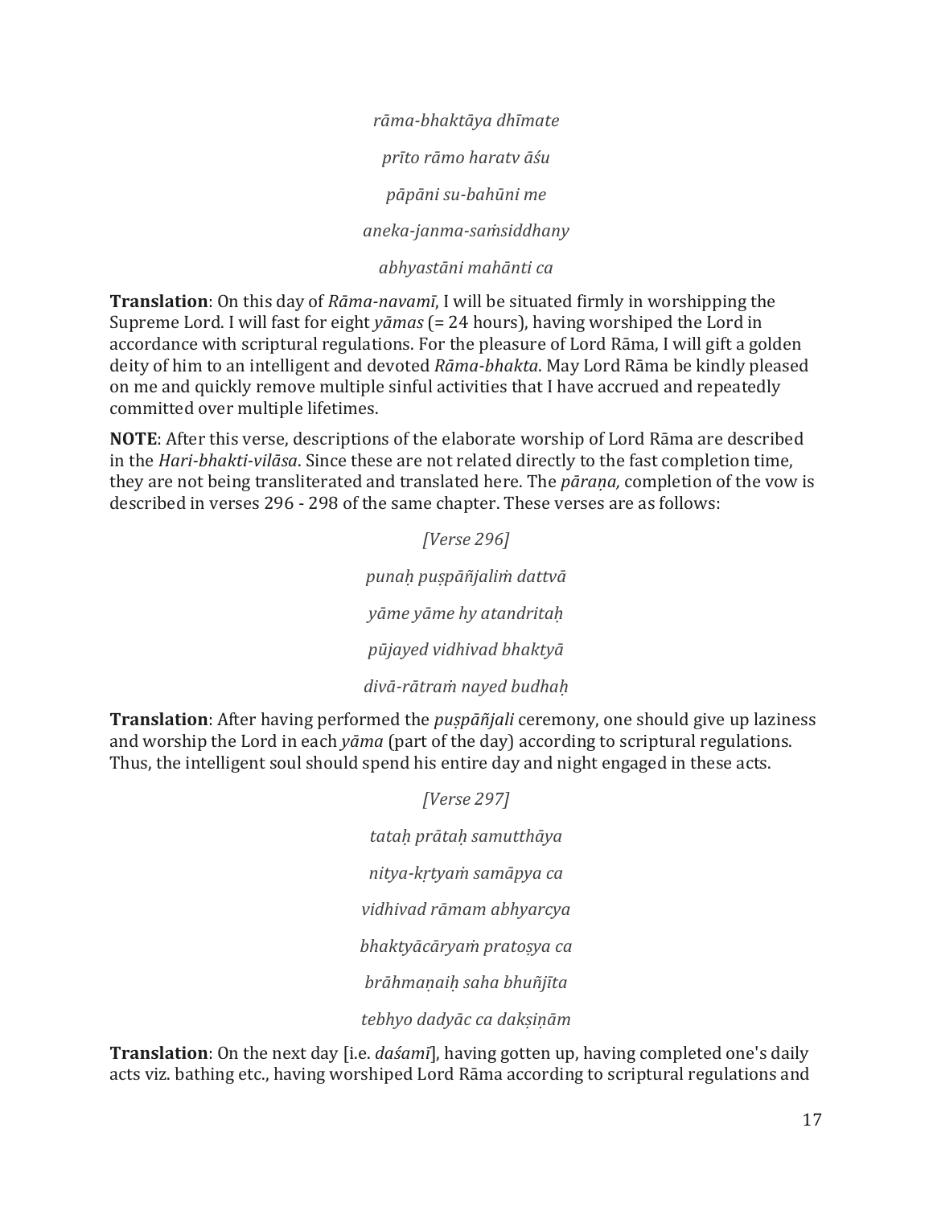*rāma-bhaktāya dhīmate*

*prīto rāmo haratv āśu*

*pāpāni su-bahūni me*

*aneka-janma-saṁsiddhany*

*abhyastāni mahānti ca*

**Translation**: On this day of *Rāma-navamī*, I will be situated firmly in worshipping the Supreme Lord. I will fast for eight *yāmas* (= 24 hours), having worshiped the Lord in accordance with scriptural regulations. For the pleasure of Lord Rāma, I will gift a golden deity of him to an intelligent and devoted *Rāma-bhakta*. May Lord Rāma be kindly pleased on me and quickly remove multiple sinful activities that I have accrued and repeatedly committed over multiple lifetimes.

**NOTE**: After this verse, descriptions of the elaborate worship of Lord Rāma are described in the *Hari-bhakti-vilāsa*. Since these are not related directly to the fast completion time, they are not being transliterated and translated here. The *pāraṇa,* completion of the vow is described in verses 296 - 298 of the same chapter. These verses are as follows:

*[Verse 296]*

*punaḥ puṣpāñjaliṁ dattvā*

*yāme yāme hy atandritaḥ*

*pūjayed vidhivad bhaktyā*

*divā-rātraṁ nayed budhaḥ*

**Translation**: After having performed the *puṣpāñjali* ceremony, one should give up laziness and worship the Lord in each *yāma* (part of the day) according to scriptural regulations. Thus, the intelligent soul should spend his entire day and night engaged in these acts.

*[Verse 297]*

*tataḥ prātaḥ samutthāya*

*nitya-kṛtyaṁ samāpya ca*

*vidhivad rāmam abhyarcya*

*bhaktyācāryaṁ pratoṣya ca*

*brāhmaṇaiḥ saha bhuñjīta*

*tebhyo dadyāc ca dakṣiṇām*

**Translation**: On the next day [i.e. *daśamī*], having gotten up, having completed one's daily acts viz. bathing etc., having worshiped Lord Rāma according to scriptural regulations and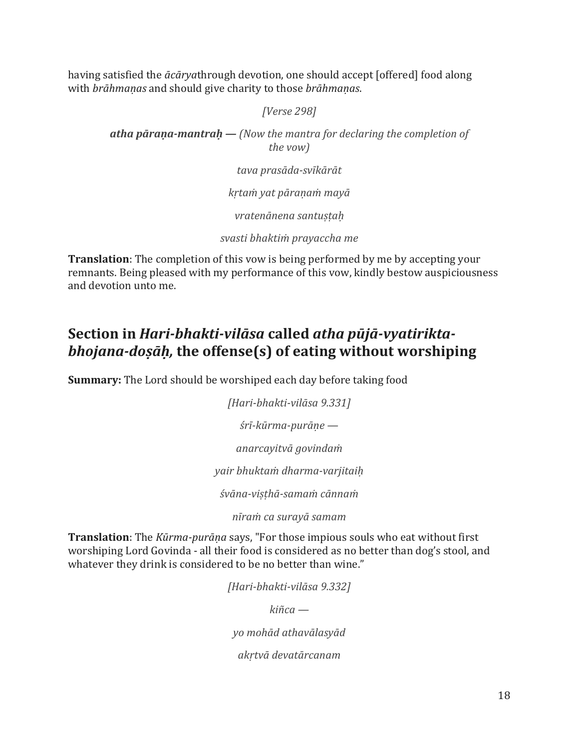having satisfied the *ācārya*through devotion, one should accept [offered] food along with *brāhmaṇas* and should give charity to those *brāhmaṇas*.

*[Verse 298]*

***atha pāraṇa-mantraḥ* — *(Now the mantra for declaring the completion of the vow)***

*tava prasāda-svīkārāt*

*kṛtaṁ yat pāraṇaṁ mayā*

*vratenānena santuṣṭaḥ*

*svasti bhaktiṁ prayaccha me*

**Translation**: The completion of this vow is being performed by me by accepting your remnants. Being pleased with my performance of this vow, kindly bestow auspiciousness and devotion unto me.

## Section in *Hari-bhakti-vilāsa* called *atha pūjā-vyatirikta-bhojana-doṣāḥ,* the offense(s) of eating without worshiping

**Summary:** The Lord should be worshiped each day before taking food

*[Hari-bhakti-vilāsa 9.331]*

*śrī-kūrma-purāṇe* —

*anarcayitvā govindaṁ*

*yair bhuktaṁ dharma-varjitaiḥ*

*śvāna-viṣṭhā-samaṁ cānnaṁ*

*nīraṁ ca surayā samam*

**Translation**: The *Kūrma-purāṇa* says, "For those impious souls who eat without first worshiping Lord Govinda - all their food is considered as no better than dog's stool, and whatever they drink is considered to be no better than wine."

*[Hari-bhakti-vilāsa 9.332]*

*kiñca* —

*yo mohād athavālasyād*

*akṛtvā devatārcanam*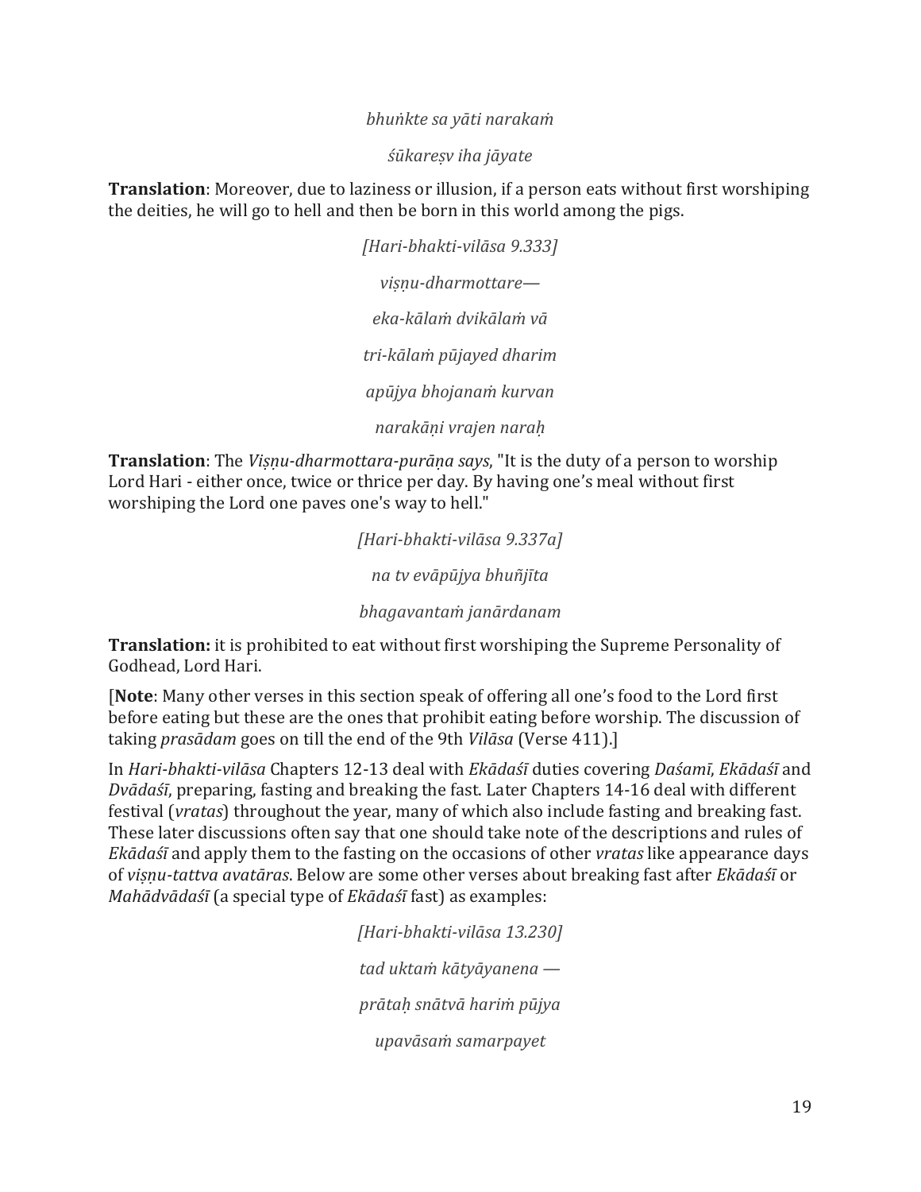*bhuṅkte sa yāti narakaṁ*

*śūkareṣv iha jāyate*

**Translation**: Moreover, due to laziness or illusion, if a person eats without first worshiping the deities, he will go to hell and then be born in this world among the pigs.

*[Hari-bhakti-vilāsa 9.333]*

*viṣṇu-dharmottare—*

*eka-kālaṁ dvikālaṁ vā*

*tri-kālaṁ pūjayed dharim*

*apūjya bhojanaṁ kurvan*

*narakāṇi vrajen naraḥ*

**Translation**: The *Viṣṇu-dharmottara-purāṇa says*, "It is the duty of a person to worship Lord Hari - either once, twice or thrice per day. By having one's meal without first worshiping the Lord one paves one's way to hell."

*[Hari-bhakti-vilāsa 9.337a]*

*na tv evāpūjya bhuñjīta*

*bhagavantaṁ janārdanam*

**Translation:** it is prohibited to eat without first worshiping the Supreme Personality of Godhead, Lord Hari.

[**Note**: Many other verses in this section speak of offering all one's food to the Lord first before eating but these are the ones that prohibit eating before worship. The discussion of taking *prasādam* goes on till the end of the 9th *Vilāsa* (Verse 411).]

In *Hari-bhakti-vilāsa* Chapters 12-13 deal with *Ekādaśī* duties covering *Daśamī*, *Ekādaśī* and *Dvādaśī*, preparing, fasting and breaking the fast. Later Chapters 14-16 deal with different festival (*vratas*) throughout the year, many of which also include fasting and breaking fast. These later discussions often say that one should take note of the descriptions and rules of *Ekādaśī* and apply them to the fasting on the occasions of other *vratas* like appearance days of *viṣṇu-tattva avatāras*. Below are some other verses about breaking fast after *Ekādaśī* or *Mahādvādaśī* (a special type of *Ekādaśī* fast) as examples:

*[Hari-bhakti-vilāsa 13.230]*

*tad uktaṁ kātyāyanena —*

*prātaḥ snātvā hariṁ pūjya*

*upavāsaṁ samarpayet*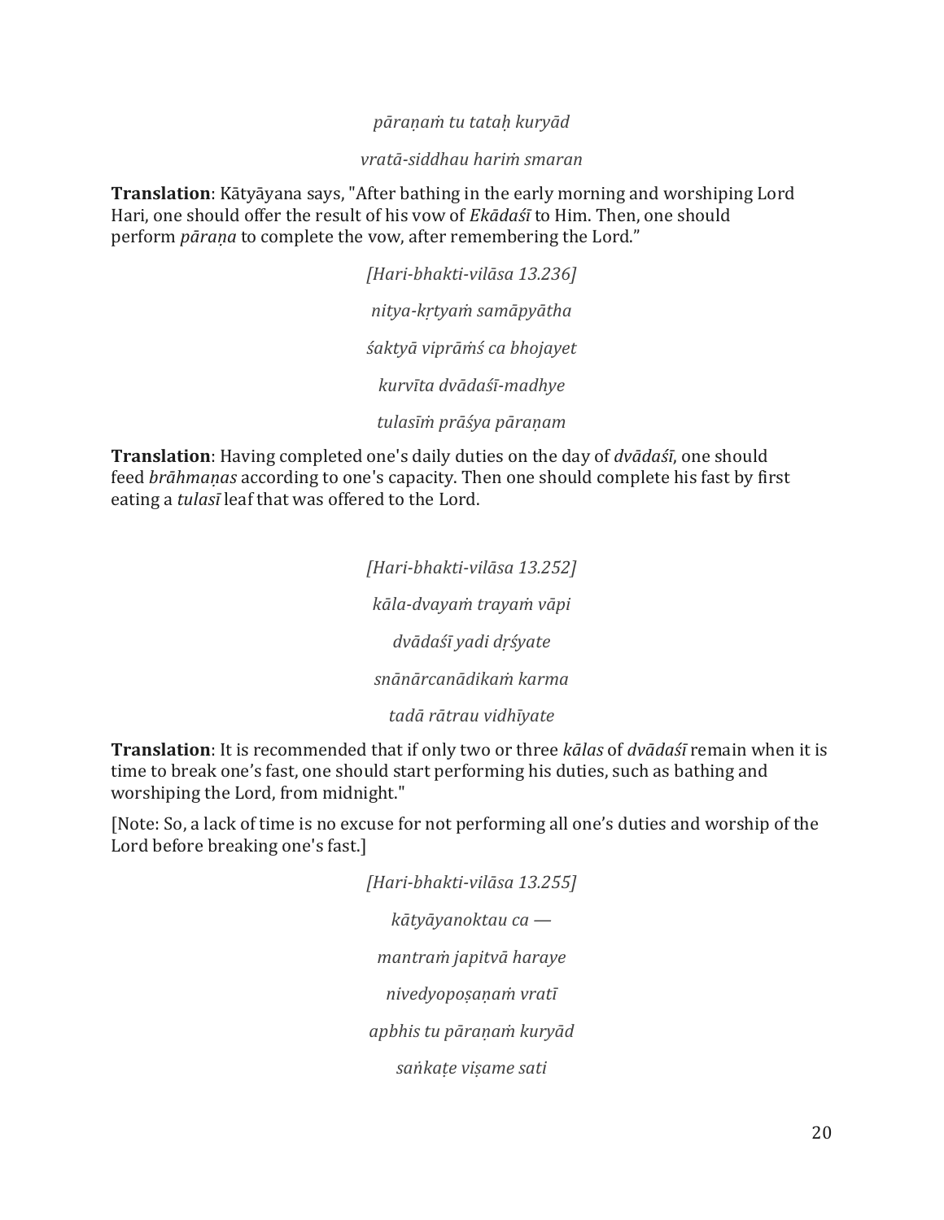*pāraṇaṁ tu tataḥ kuryād*

*vratā-siddhau hariṁ smaran*

**Translation**: Kātyāyana says, "After bathing in the early morning and worshiping Lord Hari, one should offer the result of his vow of *Ekādaśī* to Him. Then, one should perform *pāraṇa* to complete the vow, after remembering the Lord."

*[Hari-bhakti-vilāsa 13.236]*

*nitya-kṛtyaṁ samāpyātha*

*śaktyā viprāṁś ca bhojayet*

*kurvīta dvādaśī-madhye*

*tulasīṁ prāśya pāraṇam*

**Translation**: Having completed one's daily duties on the day of *dvādaśī*, one should feed *brāhmaṇas* according to one's capacity. Then one should complete his fast by first eating a *tulasī* leaf that was offered to the Lord.

*[Hari-bhakti-vilāsa 13.252]*

*kāla-dvayaṁ trayaṁ vāpi*

*dvādaśī yadi dṛśyate*

*snānārcanādikaṁ karma*

*tadā rātrau vidhīyate*

**Translation**: It is recommended that if only two or three *kālas* of *dvādaśī* remain when it is time to break one's fast, one should start performing his duties, such as bathing and worshiping the Lord, from midnight."

[Note: So, a lack of time is no excuse for not performing all one's duties and worship of the Lord before breaking one's fast.]

*[Hari-bhakti-vilāsa 13.255]*

*kātyāyanoktau ca —*

*mantraṁ japitvā haraye*

*nivedyopoṣaṇaṁ vratī*

*apbhis tu pāraṇaṁ kuryād*

*saṅkaṭe viṣame sati*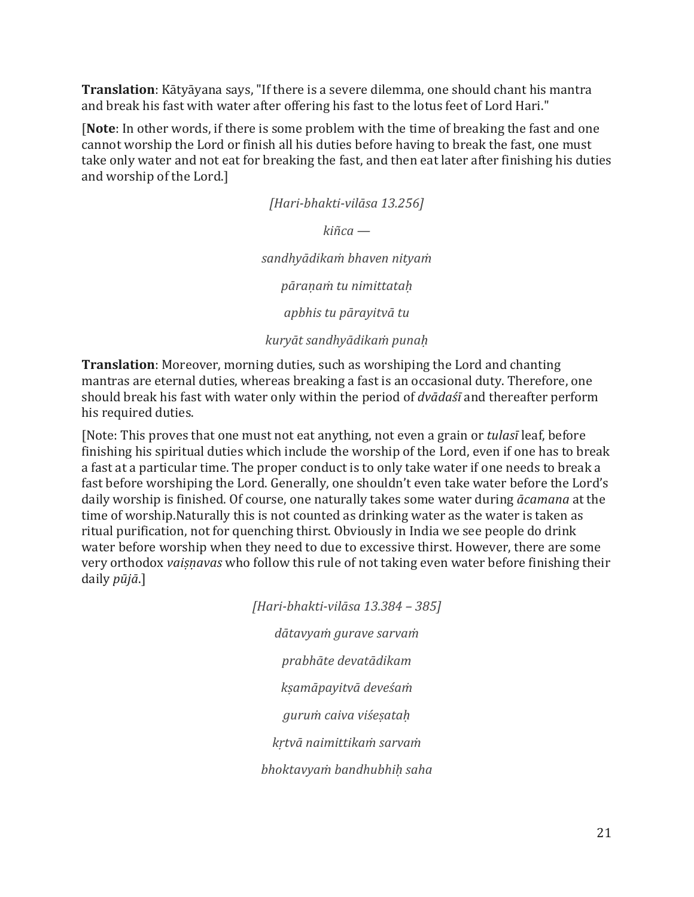**Translation**: Kātyāyana says, "If there is a severe dilemma, one should chant his mantra and break his fast with water after offering his fast to the lotus feet of Lord Hari."

[**Note**: In other words, if there is some problem with the time of breaking the fast and one cannot worship the Lord or finish all his duties before having to break the fast, one must take only water and not eat for breaking the fast, and then eat later after finishing his duties and worship of the Lord.]

*[Hari-bhakti-vilāsa 13.256]*

*kiñca —*

*sandhyādikaṁ bhaven nityaṁ*

*pāraṇaṁ tu nimittataḥ*

*apbhis tu pārayitvā tu*

*kuryāt sandhyādikaṁ punaḥ*

**Translation**: Moreover, morning duties, such as worshiping the Lord and chanting mantras are eternal duties, whereas breaking a fast is an occasional duty. Therefore, one should break his fast with water only within the period of *dvādaśī* and thereafter perform his required duties.

[Note: This proves that one must not eat anything, not even a grain or *tulasī* leaf, before finishing his spiritual duties which include the worship of the Lord, even if one has to break a fast at a particular time. The proper conduct is to only take water if one needs to break a fast before worshiping the Lord. Generally, one shouldn't even take water before the Lord's daily worship is finished. Of course, one naturally takes some water during *ācamana* at the time of worship.Naturally this is not counted as drinking water as the water is taken as ritual purification, not for quenching thirst. Obviously in India we see people do drink water before worship when they need to due to excessive thirst. However, there are some very orthodox *vaiṣṇavas* who follow this rule of not taking even water before finishing their daily *pūjā*.]

*[Hari-bhakti-vilāsa 13.384 – 385]*

*dātavyaṁ gurave sarvaṁ*

*prabhāte devatādikam*

*kṣamāpayitvā deveśaṁ*

*guruṁ caiva viśeṣataḥ*

*kṛtvā naimittikaṁ sarvaṁ*

*bhoktavyaṁ bandhubhiḥ saha*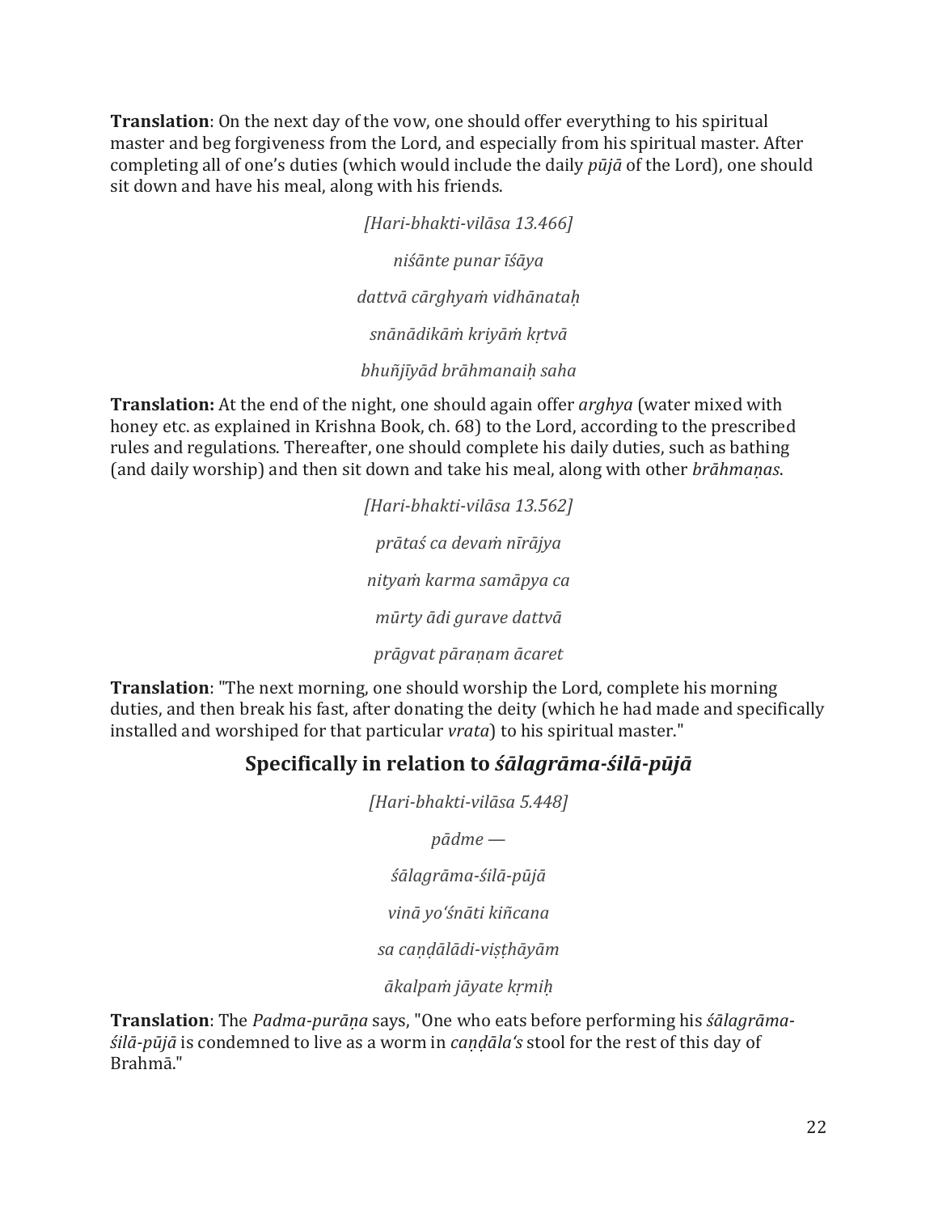**Translation**: On the next day of the vow, one should offer everything to his spiritual master and beg forgiveness from the Lord, and especially from his spiritual master. After completing all of one's duties (which would include the daily *pūjā* of the Lord), one should sit down and have his meal, along with his friends.

*[Hari-bhakti-vilāsa 13.466]*

*niśānte punar īśāya*

*dattvā cārghyaṁ vidhānataḥ*

*snānādikāṁ kriyāṁ kṛtvā*

*bhuñjīyād brāhmanaiḥ saha*

**Translation:** At the end of the night, one should again offer *arghya* (water mixed with honey etc. as explained in Krishna Book, ch. 68) to the Lord, according to the prescribed rules and regulations. Thereafter, one should complete his daily duties, such as bathing (and daily worship) and then sit down and take his meal, along with other *brāhmaṇas*.

*[Hari-bhakti-vilāsa 13.562]*

*prātaś ca devaṁ nīrājya*

*nityaṁ karma samāpya ca*

*mūrty ādi gurave dattvā*

*prāgvat pāraṇam ācaret*

**Translation**: "The next morning, one should worship the Lord, complete his morning duties, and then break his fast, after donating the deity (which he had made and specifically installed and worshiped for that particular *vrata*) to his spiritual master."

## Specifically in relation to *śālagrāma-śilā-pūjā*

*[Hari-bhakti-vilāsa 5.448]*

*pādme —*

*śālagrāma-śilā-pūjā*

*vinā yo'śnāti kiñcana*

*sa caṇḍālādi-viṣṭhāyām*

*ākalpaṁ jāyate kṛmiḥ*

**Translation**: The *Padma-purāṇa* says, "One who eats before performing his *śālagrāma-śilā-pūjā* is condemned to live as a worm in *caṇḍāla's* stool for the rest of this day of Brahmā."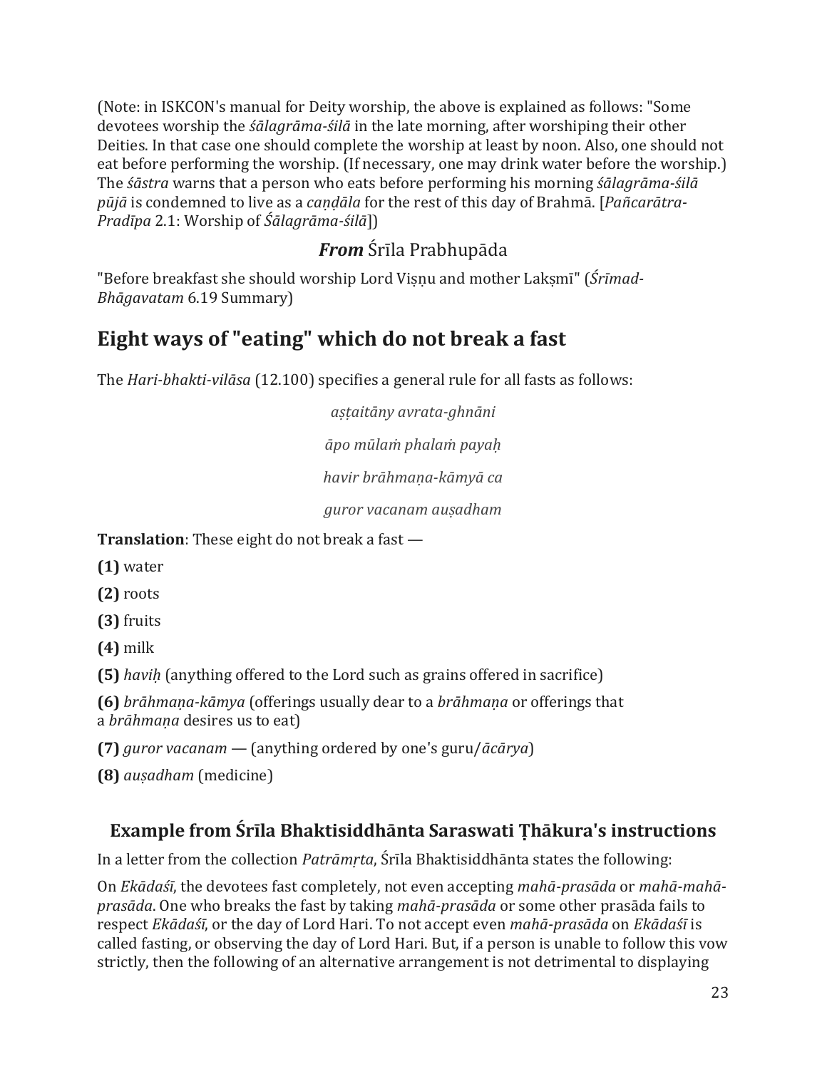(Note: in ISKCON's manual for Deity worship, the above is explained as follows: "Some devotees worship the *śālagrāma-śilā* in the late morning, after worshiping their other Deities. In that case one should complete the worship at least by noon. Also, one should not eat before performing the worship. (If necessary, one may drink water before the worship.) The *śāstra* warns that a person who eats before performing his morning *śālagrāma-śilā pūjā* is condemned to live as a *caṇḍāla* for the rest of this day of Brahmā. [*Pañcarātra-Pradīpa* 2.1: Worship of *Śālagrāma-śilā*])

### ***From*** Śrīla Prabhupāda

"Before breakfast she should worship Lord Viṣṇu and mother Lakṣmī" (*Śrīmad-Bhāgavatam* 6.19 Summary)

## Eight ways of "eating" which do not break a fast

The *Hari-bhakti-vilāsa* (12.100) specifies a general rule for all fasts as follows:

*aṣṭaitāny avrata-ghnāni*

*āpo mūlaṁ phalaṁ payaḥ*

*havir brāhmaṇa-kāmyā ca*

*guror vacanam auṣadham*

**Translation**: These eight do not break a fast —

**(1)** water

**(2)** roots

**(3)** fruits

**(4)** milk

**(5)** *haviḥ* (anything offered to the Lord such as grains offered in sacrifice)

**(6)** *brāhmaṇa-kāmya* (offerings usually dear to a *brāhmaṇa* or offerings that a *brāhmaṇa* desires us to eat)

**(7)** *guror vacanam* — (anything ordered by one's guru/*ācārya*)

**(8)** *auṣadham* (medicine)

### Example from Śrīla Bhaktisiddhānta Saraswati Ṭhākura's instructions

In a letter from the collection *Patrāmṛta*, Śrīla Bhaktisiddhānta states the following:

On *Ekādaśī*, the devotees fast completely, not even accepting *mahā-prasāda* or *mahā-mahā-prasāda*. One who breaks the fast by taking *mahā-prasāda* or some other prasāda fails to respect *Ekādaśī*, or the day of Lord Hari. To not accept even *mahā-prasāda* on *Ekādaśī* is called fasting, or observing the day of Lord Hari. But, if a person is unable to follow this vow strictly, then the following of an alternative arrangement is not detrimental to displaying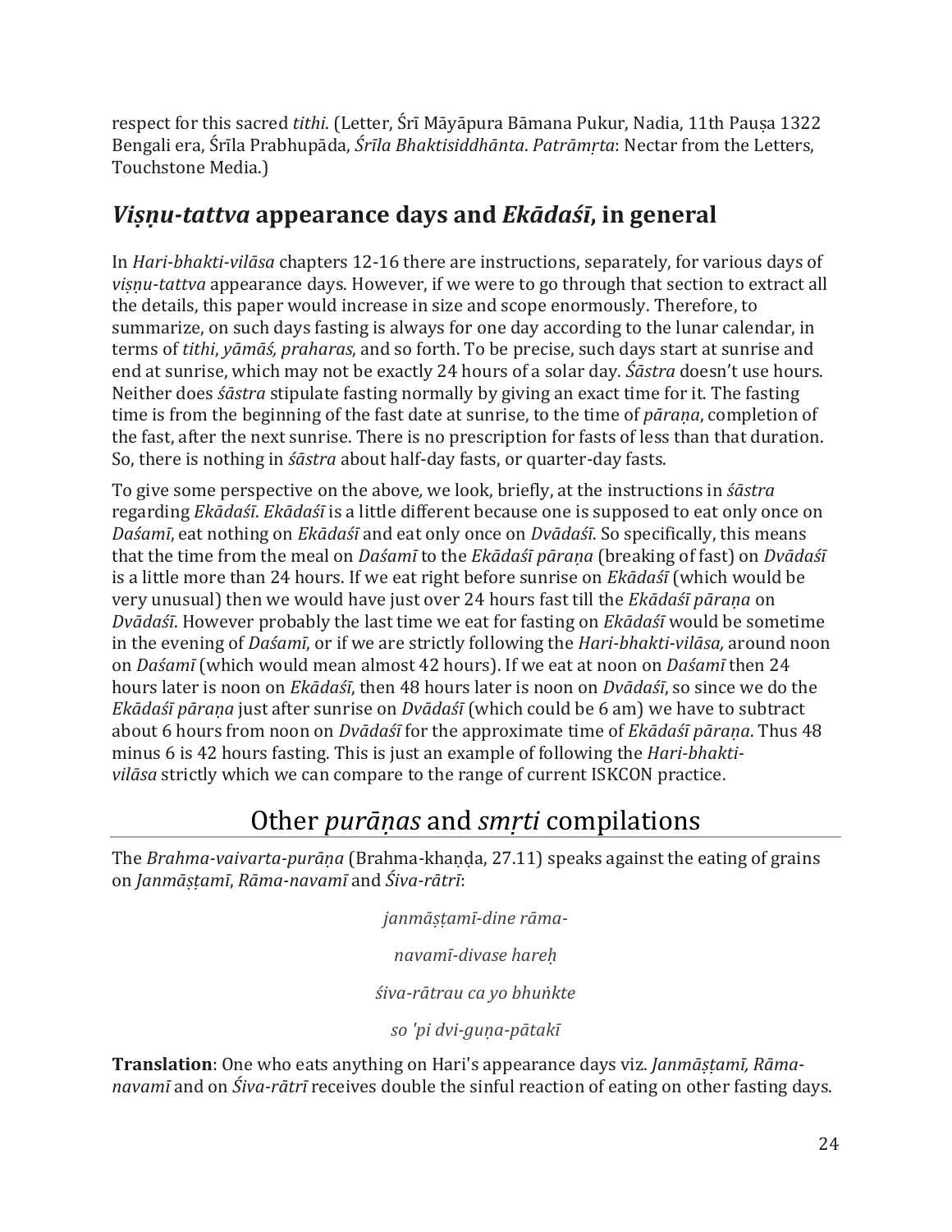respect for this sacred *tithi*. (Letter, Śrī Māyāpura Bāmana Pukur, Nadia, 11th Pauṣa 1322 Bengali era, Śrīla Prabhupāda, *Śrīla Bhaktisiddhānta*. *Patrāmṛta*: Nectar from the Letters, Touchstone Media.)

## *Viṣṇu-tattva* appearance days and *Ekādaśī*, in general

In *Hari-bhakti-vilāsa* chapters 12-16 there are instructions, separately, for various days of *viṣṇu-tattva* appearance days. However, if we were to go through that section to extract all the details, this paper would increase in size and scope enormously. Therefore, to summarize, on such days fasting is always for one day according to the lunar calendar, in terms of *tithi*, *yāmāś, praharas*, and so forth. To be precise, such days start at sunrise and end at sunrise, which may not be exactly 24 hours of a solar day. *Śāstra* doesn't use hours. Neither does *śāstra* stipulate fasting normally by giving an exact time for it. The fasting time is from the beginning of the fast date at sunrise, to the time of *pāraṇa*, completion of the fast, after the next sunrise. There is no prescription for fasts of less than that duration. So, there is nothing in *śāstra* about half-day fasts, or quarter-day fasts.

To give some perspective on the above, we look, briefly, at the instructions in *śāstra* regarding *Ekādaśī*. *Ekādaśī* is a little different because one is supposed to eat only once on *Daśamī*, eat nothing on *Ekādaśī* and eat only once on *Dvādaśī*. So specifically, this means that the time from the meal on *Daśamī* to the *Ekādaśī pāraṇa* (breaking of fast) on *Dvādaśī* is a little more than 24 hours. If we eat right before sunrise on *Ekādaśī* (which would be very unusual) then we would have just over 24 hours fast till the *Ekādaśī pāraṇa* on *Dvādaśī*. However probably the last time we eat for fasting on *Ekādaśī* would be sometime in the evening of *Daśamī*, or if we are strictly following the *Hari-bhakti-vilāsa,* around noon on *Daśamī* (which would mean almost 42 hours). If we eat at noon on *Daśamī* then 24 hours later is noon on *Ekādaśī*, then 48 hours later is noon on *Dvādaśī*, so since we do the *Ekādaśī pāraṇa* just after sunrise on *Dvādaśī* (which could be 6 am) we have to subtract about 6 hours from noon on *Dvādaśī* for the approximate time of *Ekādaśī pāraṇa*. Thus 48 minus 6 is 42 hours fasting. This is just an example of following the *Hari-bhakti-vilāsa* strictly which we can compare to the range of current ISKCON practice.

# Other *purāṇas* and *smṛti* compilations

The *Brahma-vaivarta-purāṇa* (Brahma-khaṇḍa, 27.11) speaks against the eating of grains on *Janmāṣṭamī*, *Rāma-navamī* and *Śiva-rātrī*:

*janmāṣṭamī-dine rāma-*

*navamī-divase hareḥ*

*śiva-rātrau ca yo bhuṅkte*

*so 'pi dvi-guṇa-pātakī*

**Translation**: One who eats anything on Hari's appearance days viz. *Janmāṣṭamī, Rāma-navamī* and on *Śiva-rātrī* receives double the sinful reaction of eating on other fasting days.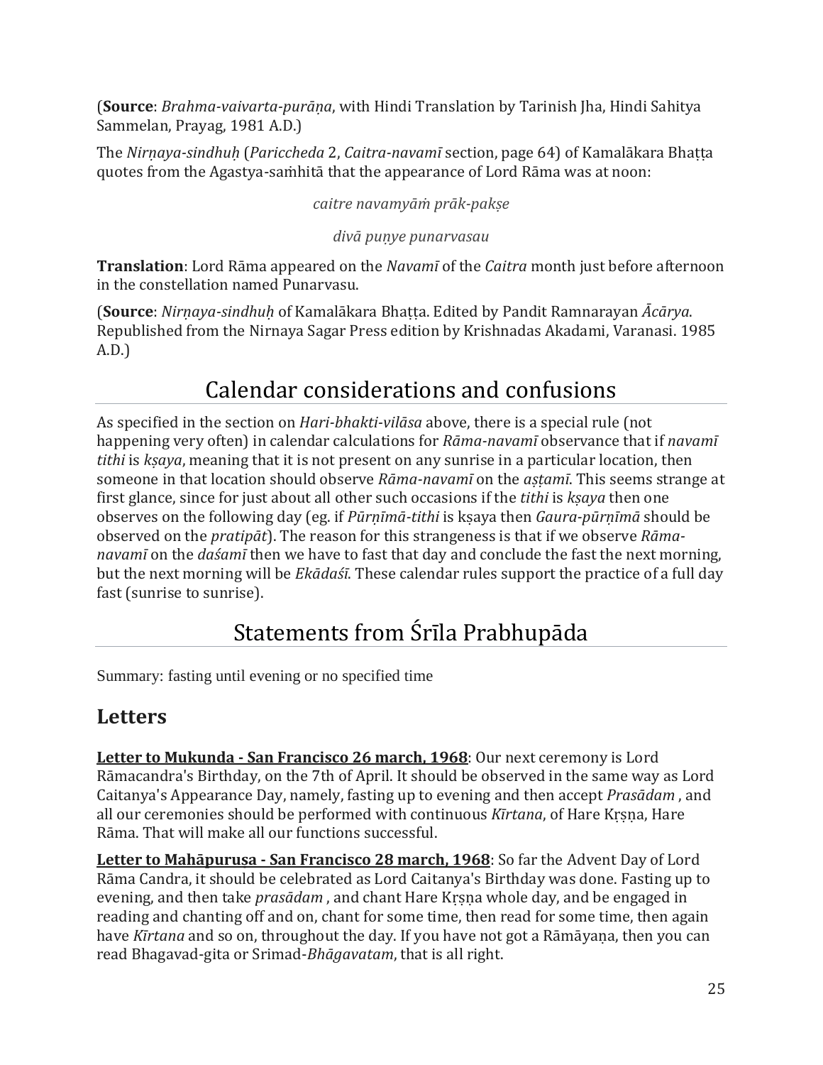(**Source**: *Brahma-vaivarta-purāṇa*, with Hindi Translation by Tarinish Jha, Hindi Sahitya Sammelan, Prayag, 1981 A.D.)

The *Nirṇaya-sindhuḥ* (*Pariccheda* 2, *Caitra-navamī* section, page 64) of Kamalākara Bhaṭṭa quotes from the Agastya-saṁhitā that the appearance of Lord Rāma was at noon:

*caitre navamyāṁ prāk-pakṣe*

*divā puṇye punarvasau*

**Translation**: Lord Rāma appeared on the *Navamī* of the *Caitra* month just before afternoon in the constellation named Punarvasu.

(**Source**: *Nirṇaya-sindhuḥ* of Kamalākara Bhaṭṭa. Edited by Pandit Ramnarayan *Ācārya*. Republished from the Nirnaya Sagar Press edition by Krishnadas Akadami, Varanasi. 1985 A.D.)

# Calendar considerations and confusions

As specified in the section on *Hari-bhakti-vilāsa* above, there is a special rule (not happening very often) in calendar calculations for *Rāma-navamī* observance that if *navamī tithi* is *kṣaya*, meaning that it is not present on any sunrise in a particular location, then someone in that location should observe *Rāma-navamī* on the *aṣṭamī*. This seems strange at first glance, since for just about all other such occasions if the *tithi* is *kṣaya* then one observes on the following day (eg. if *Pūrṇīmā-tithi* is kṣaya then *Gaura-pūrṇīmā* should be observed on the *pratipāt*). The reason for this strangeness is that if we observe *Rāma-navamī* on the *daśamī* then we have to fast that day and conclude the fast the next morning, but the next morning will be *Ekādaśī*. These calendar rules support the practice of a full day fast (sunrise to sunrise).

# Statements from Śrīla Prabhupāda

Summary: fasting until evening or no specified time

## Letters

**Letter to Mukunda - San Francisco 26 march, 1968**: Our next ceremony is Lord Rāmacandra's Birthday, on the 7th of April. It should be observed in the same way as Lord Caitanya's Appearance Day, namely, fasting up to evening and then accept *Prasādam* , and all our ceremonies should be performed with continuous *Kīrtana*, of Hare Kṛṣṇa, Hare Rāma. That will make all our functions successful.

**Letter to Mahāpuruṣa - San Francisco 28 march, 1968**: So far the Advent Day of Lord Rāma Candra, it should be celebrated as Lord Caitanya's Birthday was done. Fasting up to evening, and then take *prasādam* , and chant Hare Kṛṣṇa whole day, and be engaged in reading and chanting off and on, chant for some time, then read for some time, then again have *Kīrtana* and so on, throughout the day. If you have not got a Rāmāyaṇa, then you can read Bhagavad-gita or Srimad-*Bhāgavatam*, that is all right.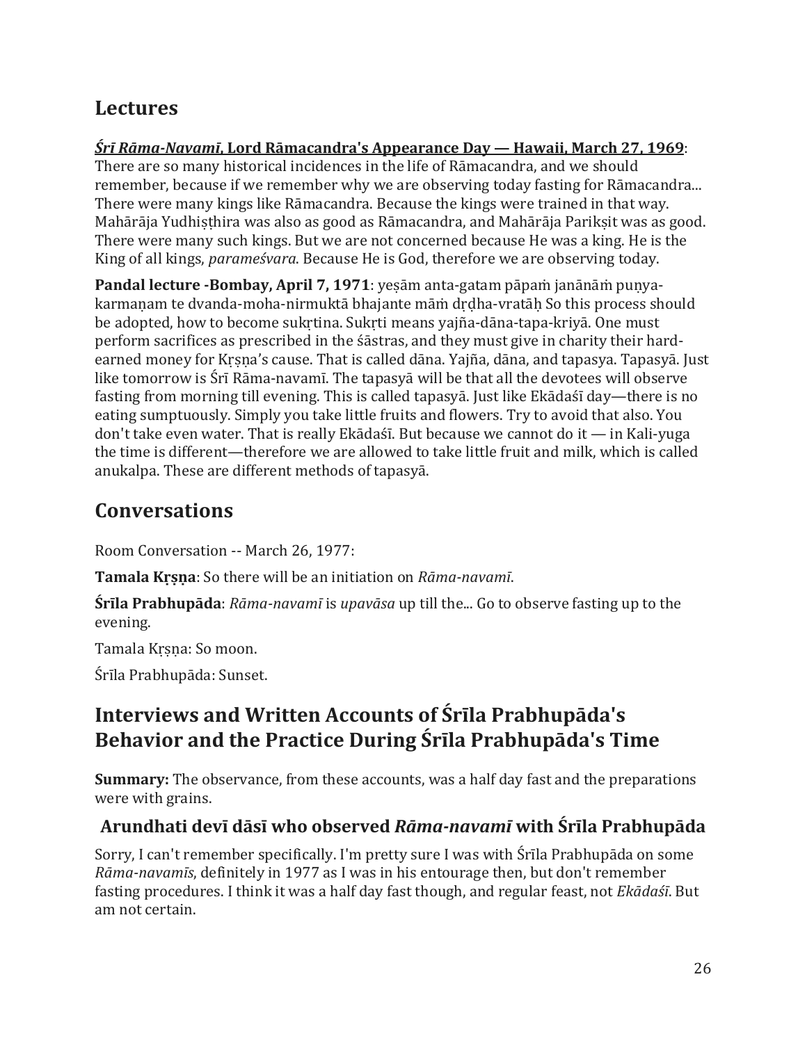## Lectures

***Śrī Rāma-Navamī*, Lord Rāmacandra's Appearance Day — Hawaii, March 27, 1969**: There are so many historical incidences in the life of Rāmacandra, and we should remember, because if we remember why we are observing today fasting for Rāmacandra... There were many kings like Rāmacandra. Because the kings were trained in that way. Mahārāja Yudhiṣṭhira was also as good as Rāmacandra, and Mahārāja Parikṣit was as good. There were many such kings. But we are not concerned because He was a king. He is the King of all kings, *parameśvara*. Because He is God, therefore we are observing today.

**Pandal lecture -Bombay, April 7, 1971**: yeṣām anta-gatam pāpaṁ janānāṁ puṇya-karmaṇam te dvanda-moha-nirmuktā bhajante māṁ dṛḍha-vratāḥ So this process should be adopted, how to become sukṛtina. Sukṛti means yajña-dāna-tapa-kriyā. One must perform sacrifices as prescribed in the śāstras, and they must give in charity their hard-earned money for Kṛṣṇa's cause. That is called dāna. Yajña, dāna, and tapasya. Tapasyā. Just like tomorrow is Śrī Rāma-navamī. The tapasyā will be that all the devotees will observe fasting from morning till evening. This is called tapasyā. Just like Ekādaśī day—there is no eating sumptuously. Simply you take little fruits and flowers. Try to avoid that also. You don't take even water. That is really Ekādaśī. But because we cannot do it — in Kali-yuga the time is different—therefore we are allowed to take little fruit and milk, which is called anukalpa. These are different methods of tapasyā.

## Conversations

Room Conversation -- March 26, 1977:

**Tamala Kṛṣṇa**: So there will be an initiation on *Rāma-navamī*.

**Śrīla Prabhupāda**: *Rāma-navamī* is *upavāsa* up till the... Go to observe fasting up to the evening.

Tamala Kṛṣṇa: So moon.

Śrīla Prabhupāda: Sunset.

## Interviews and Written Accounts of Śrīla Prabhupāda's Behavior and the Practice During Śrīla Prabhupāda's Time

**Summary:** The observance, from these accounts, was a half day fast and the preparations were with grains.

### Arundhati devī dāsī who observed *Rāma-navamī* with Śrīla Prabhupāda

Sorry, I can't remember specifically. I'm pretty sure I was with Śrīla Prabhupāda on some *Rāma-navamīs*, definitely in 1977 as I was in his entourage then, but don't remember fasting procedures. I think it was a half day fast though, and regular feast, not *Ekādaśī*. But am not certain.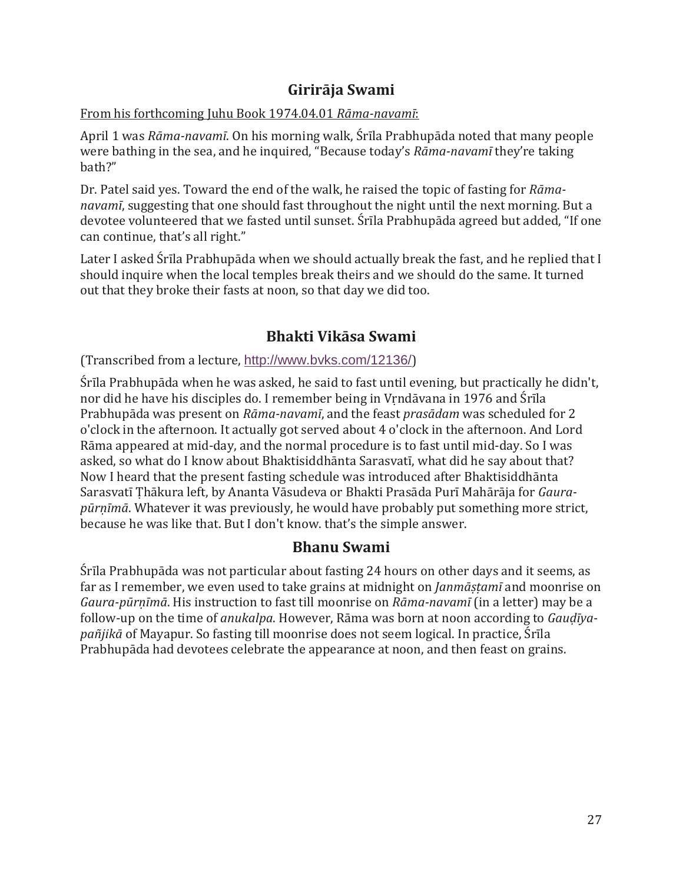## Girirāja Swami

From his forthcoming Juhu Book 1974.04.01 *Rāma-navamī*:

April 1 was *Rāma-navamī*. On his morning walk, Śrīla Prabhupāda noted that many people were bathing in the sea, and he inquired, "Because today's *Rāma-navamī* they're taking bath?"

Dr. Patel said yes. Toward the end of the walk, he raised the topic of fasting for *Rāma-navamī*, suggesting that one should fast throughout the night until the next morning. But a devotee volunteered that we fasted until sunset. Śrīla Prabhupāda agreed but added, "If one can continue, that's all right."

Later I asked Śrīla Prabhupāda when we should actually break the fast, and he replied that I should inquire when the local temples break theirs and we should do the same. It turned out that they broke their fasts at noon, so that day we did too.

## Bhakti Vikāsa Swami

(Transcribed from a lecture, http://www.bvks.com/12136/)

Śrīla Prabhupāda when he was asked, he said to fast until evening, but practically he didn't, nor did he have his disciples do. I remember being in Vṛndāvana in 1976 and Śrīla Prabhupāda was present on *Rāma-navamī*, and the feast *prasādam* was scheduled for 2 o'clock in the afternoon. It actually got served about 4 o'clock in the afternoon. And Lord Rāma appeared at mid-day, and the normal procedure is to fast until mid-day. So I was asked, so what do I know about Bhaktisiddhānta Sarasvatī, what did he say about that? Now I heard that the present fasting schedule was introduced after Bhaktisiddhānta Sarasvatī Ṭhākura left, by Ananta Vāsudeva or Bhakti Prasāda Purī Mahārāja for *Gaura-pūrṇīmā*. Whatever it was previously, he would have probably put something more strict, because he was like that. But I don't know. that's the simple answer.

## Bhanu Swami

Śrīla Prabhupāda was not particular about fasting 24 hours on other days and it seems, as far as I remember, we even used to take grains at midnight on *Janmāṣṭamī* and moonrise on *Gaura-pūrṇīmā*. His instruction to fast till moonrise on *Rāma-navamī* (in a letter) may be a follow-up on the time of *anukalpa*. However, Rāma was born at noon according to *Gauḍīya-pañjikā* of Mayapur. So fasting till moonrise does not seem logical. In practice, Śrīla Prabhupāda had devotees celebrate the appearance at noon, and then feast on grains.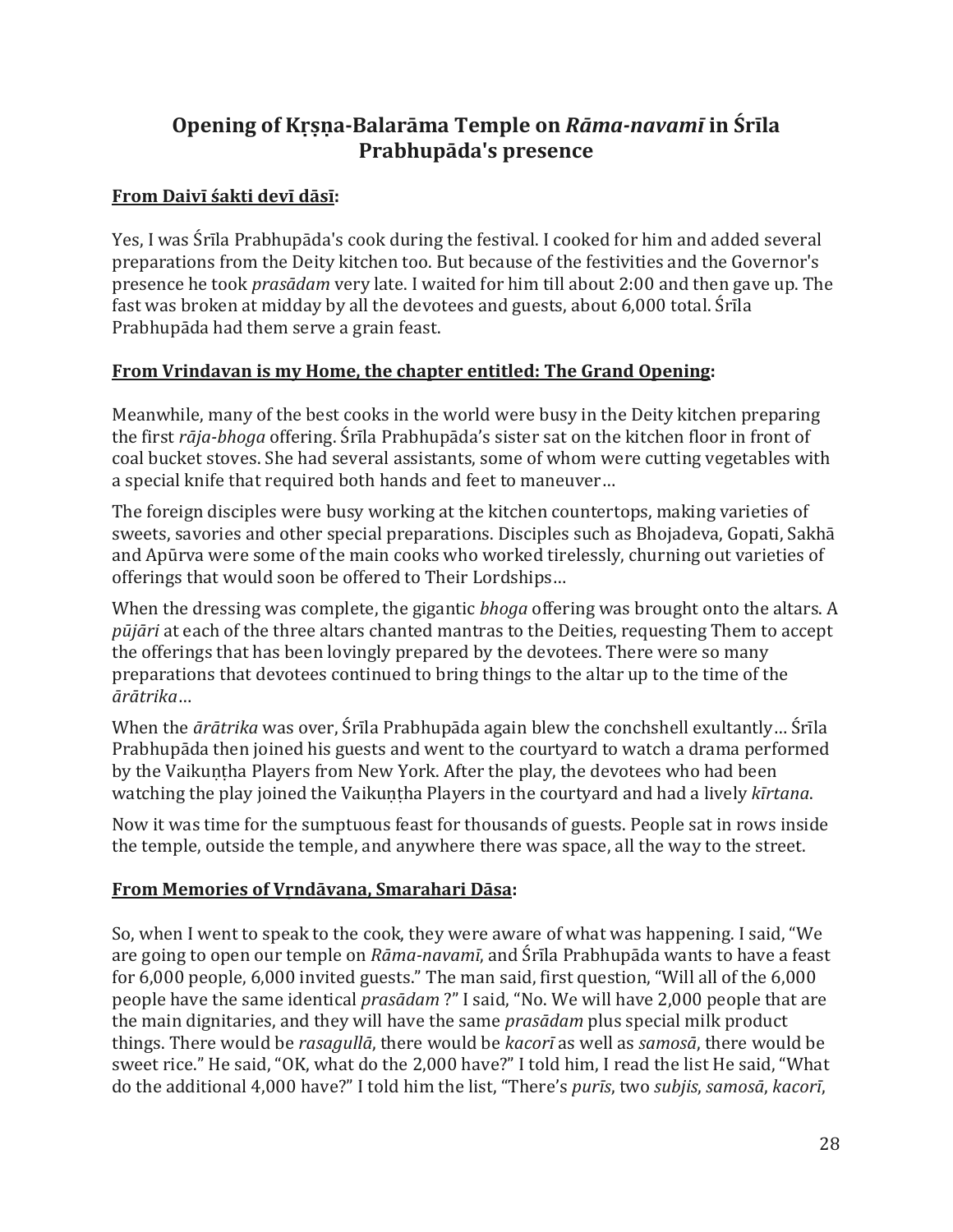# Opening of Kṛṣṇa-Balarāma Temple on *Rāma-navamī* in Śrīla Prabhupāda's presence

**From Daivī śakti devī dāsī:**

Yes, I was Śrīla Prabhupāda's cook during the festival. I cooked for him and added several preparations from the Deity kitchen too. But because of the festivities and the Governor's presence he took *prasādam* very late. I waited for him till about 2:00 and then gave up. The fast was broken at midday by all the devotees and guests, about 6,000 total. Śrīla Prabhupāda had them serve a grain feast.

**From Vrindavan is my Home, the chapter entitled: The Grand Opening:**

Meanwhile, many of the best cooks in the world were busy in the Deity kitchen preparing the first *rāja-bhoga* offering. Śrīla Prabhupāda's sister sat on the kitchen floor in front of coal bucket stoves. She had several assistants, some of whom were cutting vegetables with a special knife that required both hands and feet to maneuver…

The foreign disciples were busy working at the kitchen countertops, making varieties of sweets, savories and other special preparations. Disciples such as Bhojadeva, Gopati, Sakhā and Apūrva were some of the main cooks who worked tirelessly, churning out varieties of offerings that would soon be offered to Their Lordships…

When the dressing was complete, the gigantic *bhoga* offering was brought onto the altars. A *pūjāri* at each of the three altars chanted mantras to the Deities, requesting Them to accept the offerings that has been lovingly prepared by the devotees. There were so many preparations that devotees continued to bring things to the altar up to the time of the *ārātrika*…

When the *ārātrika* was over, Śrīla Prabhupāda again blew the conchshell exultantly… Śrīla Prabhupāda then joined his guests and went to the courtyard to watch a drama performed by the Vaikuṇṭha Players from New York. After the play, the devotees who had been watching the play joined the Vaikuṇṭha Players in the courtyard and had a lively *kīrtana*.

Now it was time for the sumptuous feast for thousands of guests. People sat in rows inside the temple, outside the temple, and anywhere there was space, all the way to the street.

**From Memories of Vṛndāvana, Smarahari Dāsa:**

So, when I went to speak to the cook, they were aware of what was happening. I said, "We are going to open our temple on *Rāma-navamī*, and Śrīla Prabhupāda wants to have a feast for 6,000 people, 6,000 invited guests." The man said, first question, "Will all of the 6,000 people have the same identical *prasādam* ?" I said, "No. We will have 2,000 people that are the main dignitaries, and they will have the same *prasādam* plus special milk product things. There would be *rasagullā*, there would be *kacorī* as well as *samosā*, there would be sweet rice." He said, "OK, what do the 2,000 have?" I told him, I read the list He said, "What do the additional 4,000 have?" I told him the list, "There's *purīs*, two *subjis*, *samosā*, *kacorī*,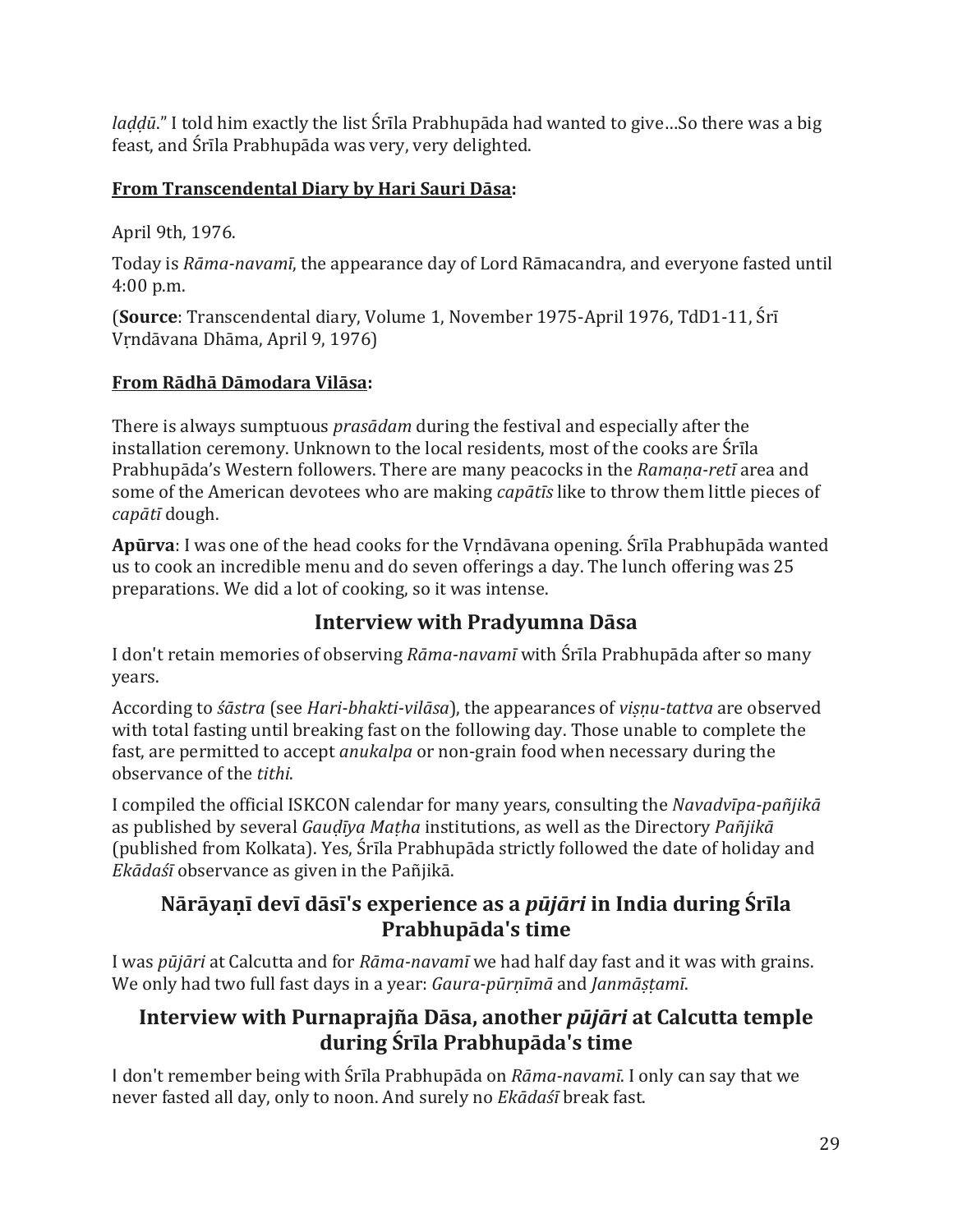*laḍḍū*." I told him exactly the list Śrīla Prabhupāda had wanted to give…So there was a big feast, and Śrīla Prabhupāda was very, very delighted.

**From Transcendental Diary by Hari Sauri Dāsa:**

April 9th, 1976.

Today is *Rāma-navamī*, the appearance day of Lord Rāmacandra, and everyone fasted until 4:00 p.m.

(**Source**: Transcendental diary, Volume 1, November 1975-April 1976, TdD1-11, Śrī Vṛndāvana Dhāma, April 9, 1976)

**From Rādhā Dāmodara Vilāsa:**

There is always sumptuous *prasādam* during the festival and especially after the installation ceremony. Unknown to the local residents, most of the cooks are Śrīla Prabhupāda's Western followers. There are many peacocks in the *Ramaṇa-retī* area and some of the American devotees who are making *capātīs* like to throw them little pieces of *capātī* dough.

**Apūrva**: I was one of the head cooks for the Vṛndāvana opening. Śrīla Prabhupāda wanted us to cook an incredible menu and do seven offerings a day. The lunch offering was 25 preparations. We did a lot of cooking, so it was intense.

## Interview with Pradyumna Dāsa

I don't retain memories of observing *Rāma-navamī* with Śrīla Prabhupāda after so many years.

According to *śāstra* (see *Hari-bhakti-vilāsa*), the appearances of *viṣṇu-tattva* are observed with total fasting until breaking fast on the following day. Those unable to complete the fast, are permitted to accept *anukalpa* or non-grain food when necessary during the observance of the *tithi*.

I compiled the official ISKCON calendar for many years, consulting the *Navadvīpa-pañjikā* as published by several *Gauḍīya Maṭha* institutions, as well as the Directory *Pañjikā* (published from Kolkata). Yes, Śrīla Prabhupāda strictly followed the date of holiday and *Ekādaśī* observance as given in the Pañjikā.

## Nārāyaṇī devī dāsī's experience as a *pūjāri* in India during Śrīla Prabhupāda's time

I was *pūjāri* at Calcutta and for *Rāma-navamī* we had half day fast and it was with grains. We only had two full fast days in a year: *Gaura-pūrṇīmā* and *Janmāṣṭamī*.

## Interview with Purnaprajña Dāsa, another *pūjāri* at Calcutta temple during Śrīla Prabhupāda's time

I don't remember being with Śrīla Prabhupāda on *Rāma-navamī*. I only can say that we never fasted all day, only to noon. And surely no *Ekādaśī* break fast.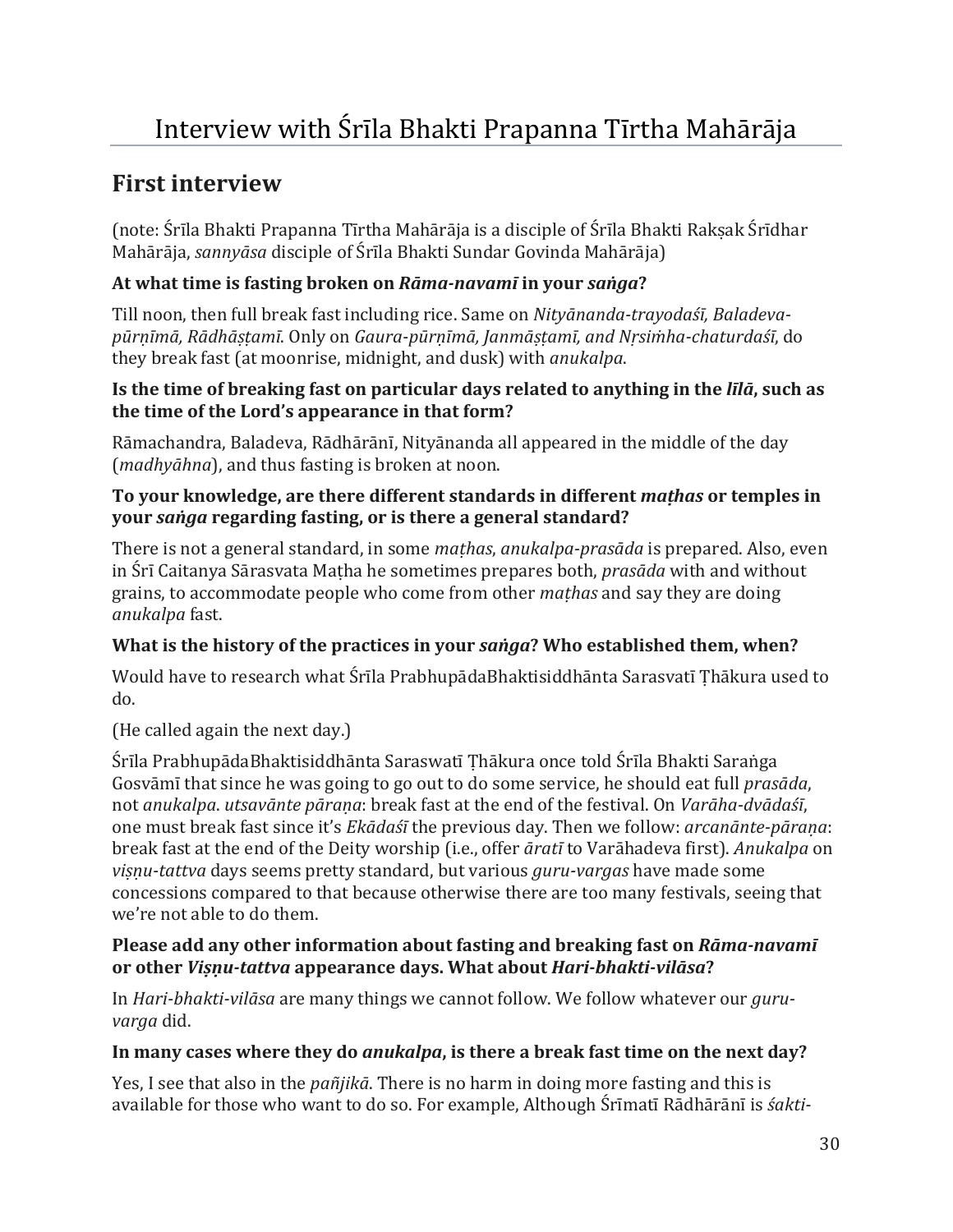# Interview with Śrīla Bhakti Prapanna Tīrtha Mahārāja

## First interview

(note: Śrīla Bhakti Prapanna Tīrtha Mahārāja is a disciple of Śrīla Bhakti Rakṣak Śrīdhar Mahārāja, *sannyāsa* disciple of Śrīla Bhakti Sundar Govinda Mahārāja)

**At what time is fasting broken on *Rāma-navamī* in your *saṅga*?**

Till noon, then full break fast including rice. Same on *Nityānanda-trayodaśī, Baladeva-pūrṇīmā, Rādhāṣṭamī*. Only on *Gaura-pūrṇīmā, Janmāṣṭamī, and Nṛsiṁha-chaturdaśī*, do they break fast (at moonrise, midnight, and dusk) with *anukalpa*.

**Is the time of breaking fast on particular days related to anything in the *līlā*, such as the time of the Lord's appearance in that form?**

Rāmachandra, Baladeva, Rādhārānī, Nityānanda all appeared in the middle of the day (*madhyāhna*), and thus fasting is broken at noon.

**To your knowledge, are there different standards in different *maṭhas* or temples in your *saṅga* regarding fasting, or is there a general standard?**

There is not a general standard, in some *maṭhas*, *anukalpa-prasāda* is prepared. Also, even in Śrī Caitanya Sārasvata Maṭha he sometimes prepares both, *prasāda* with and without grains, to accommodate people who come from other *maṭhas* and say they are doing *anukalpa* fast.

**What is the history of the practices in your *saṅga*? Who established them, when?**

Would have to research what Śrīla PrabhupādaBhaktisiddhānta Sarasvatī Ṭhākura used to do.

(He called again the next day.)

Śrīla PrabhupādaBhaktisiddhānta Saraswatī Ṭhākura once told Śrīla Bhakti Saraṅga Gosvāmī that since he was going to go out to do some service, he should eat full *prasāda*, not *anukalpa*. *utsavānte pāraṇa*: break fast at the end of the festival. On *Varāha-dvādaśī*, one must break fast since it's *Ekādaśī* the previous day. Then we follow: *arcanānte-pāraṇa*: break fast at the end of the Deity worship (i.e., offer *āratī* to Varāhadeva first). *Anukalpa* on *viṣṇu-tattva* days seems pretty standard, but various *guru-vargas* have made some concessions compared to that because otherwise there are too many festivals, seeing that we're not able to do them.

**Please add any other information about fasting and breaking fast on *Rāma-navamī* or other *Viṣṇu-tattva* appearance days. What about *Hari-bhakti-vilāsa*?**

In *Hari-bhakti-vilāsa* are many things we cannot follow. We follow whatever our *guru-varga* did.

**In many cases where they do *anukalpa*, is there a break fast time on the next day?**

Yes, I see that also in the *pañjikā*. There is no harm in doing more fasting and this is available for those who want to do so. For example, Although Śrīmatī Rādhārāṇī is *śakti-*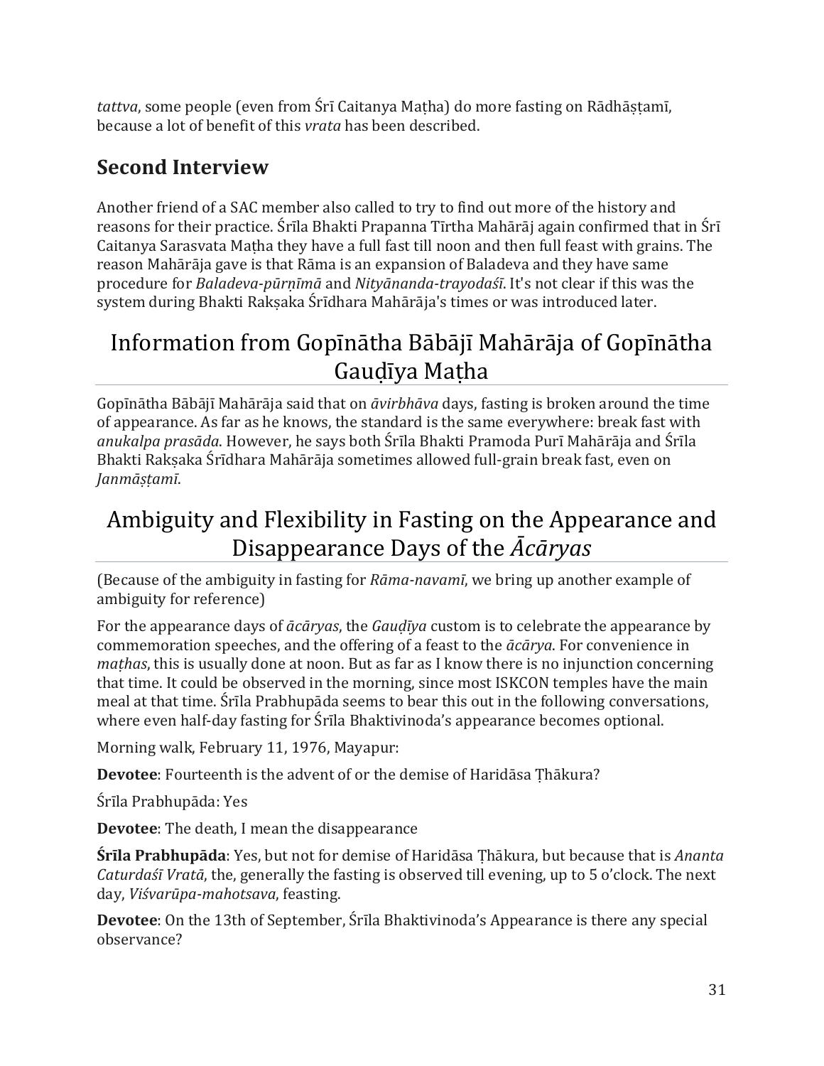*tattva*, some people (even from Śrī Caitanya Maṭha) do more fasting on Rādhāṣṭamī, because a lot of benefit of this *vrata* has been described.

## Second Interview

Another friend of a SAC member also called to try to find out more of the history and reasons for their practice. Śrīla Bhakti Prapanna Tīrtha Mahārāj again confirmed that in Śrī Caitanya Sarasvata Maṭha they have a full fast till noon and then full feast with grains. The reason Mahārāja gave is that Rāma is an expansion of Baladeva and they have same procedure for *Baladeva-pūrṇīmā* and *Nityānanda-trayodaśī*. It's not clear if this was the system during Bhakti Rakṣaka Śrīdhara Mahārāja's times or was introduced later.

# Information from Gopīnātha Bābājī Mahārāja of Gopīnātha Gauḍīya Maṭha

Gopīnātha Bābājī Mahārāja said that on *āvirbhāva* days, fasting is broken around the time of appearance. As far as he knows, the standard is the same everywhere: break fast with *anukalpa prasāda*. However, he says both Śrīla Bhakti Pramoda Purī Mahārāja and Śrīla Bhakti Rakṣaka Śrīdhara Mahārāja sometimes allowed full-grain break fast, even on *Janmāṣṭamī*.

# Ambiguity and Flexibility in Fasting on the Appearance and Disappearance Days of the *Ācāryas*

(Because of the ambiguity in fasting for *Rāma-navamī*, we bring up another example of ambiguity for reference)

For the appearance days of *ācāryas*, the *Gauḍīya* custom is to celebrate the appearance by commemoration speeches, and the offering of a feast to the *ācārya*. For convenience in *maṭhas*, this is usually done at noon. But as far as I know there is no injunction concerning that time. It could be observed in the morning, since most ISKCON temples have the main meal at that time. Śrīla Prabhupāda seems to bear this out in the following conversations, where even half-day fasting for Śrīla Bhaktivinoda's appearance becomes optional.

Morning walk, February 11, 1976, Mayapur:

**Devotee**: Fourteenth is the advent of or the demise of Haridāsa Ṭhākura?

Śrīla Prabhupāda: Yes

**Devotee**: The death, I mean the disappearance

**Śrīla Prabhupāda**: Yes, but not for demise of Haridāsa Ṭhākura, but because that is *Ananta Caturdaśī Vratā*, the, generally the fasting is observed till evening, up to 5 o'clock. The next day, *Viśvarūpa-mahotsava*, feasting.

**Devotee**: On the 13th of September, Śrīla Bhaktivinoda's Appearance is there any special observance?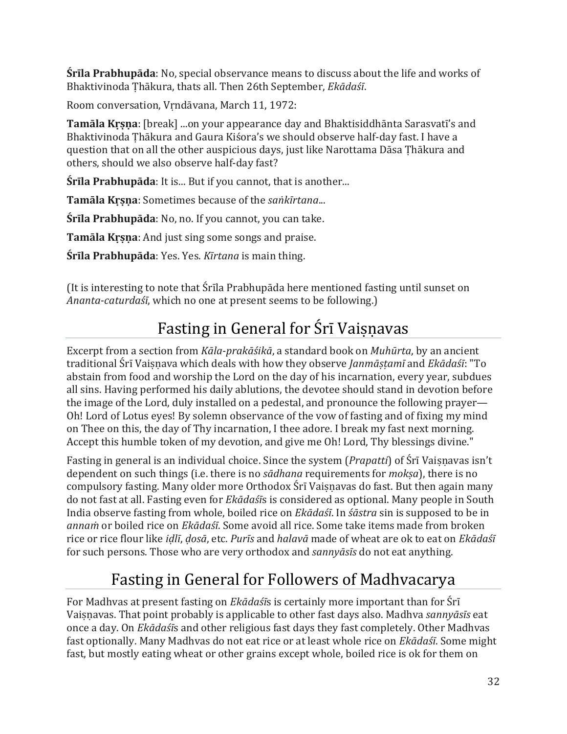**Śrīla Prabhupāda**: No, special observance means to discuss about the life and works of Bhaktivinoda Ṭhākura, thats all. Then 26th September, *Ekādaśī*.

Room conversation, Vṛndāvana, March 11, 1972:

**Tamāla Kṛṣṇa**: [break] ...on your appearance day and Bhaktisiddhānta Sarasvatī's and Bhaktivinoda Ṭhākura and Gaura Kiśora's we should observe half-day fast. I have a question that on all the other auspicious days, just like Narottama Dāsa Ṭhākura and others, should we also observe half-day fast?

**Śrīla Prabhupāda**: It is... But if you cannot, that is another...

**Tamāla Kṛṣṇa**: Sometimes because of the *saṅkīrtana*...

**Śrīla Prabhupāda**: No, no. If you cannot, you can take.

**Tamāla Kṛṣṇa**: And just sing some songs and praise.

**Śrīla Prabhupāda**: Yes. Yes. *Kīrtana* is main thing.

(It is interesting to note that Śrīla Prabhupāda here mentioned fasting until sunset on *Ananta-caturdaśī*, which no one at present seems to be following.)

## Fasting in General for Śrī Vaiṣṇavas

Excerpt from a section from *Kāla-prakāśikā*, a standard book on *Muhūrta*, by an ancient traditional Śrī Vaiṣṇava which deals with how they observe *Janmāṣṭamī* and *Ekādaśī*: "To abstain from food and worship the Lord on the day of his incarnation, every year, subdues all sins. Having performed his daily ablutions, the devotee should stand in devotion before the image of the Lord, duly installed on a pedestal, and pronounce the following prayer—Oh! Lord of Lotus eyes! By solemn observance of the vow of fasting and of fixing my mind on Thee on this, the day of Thy incarnation, I thee adore. I break my fast next morning. Accept this humble token of my devotion, and give me Oh! Lord, Thy blessings divine."

Fasting in general is an individual choice. Since the system (*Prapatti*) of Śrī Vaiṣṇavas isn't dependent on such things (i.e. there is no *sādhana* requirements for *mokṣa*), there is no compulsory fasting. Many older more Orthodox Śrī Vaiṣṇavas do fast. But then again many do not fast at all. Fasting even for *Ekādaśī*s is considered as optional. Many people in South India observe fasting from whole, boiled rice on *Ekādaśī*. In *śāstra* sin is supposed to be in *annaṁ* or boiled rice on *Ekādaśī*. Some avoid all rice. Some take items made from broken rice or rice flour like *iḍlī*, *ḍosā*, etc. *Purīs* and *halavā* made of wheat are ok to eat on *Ekādaśī* for such persons. Those who are very orthodox and *sannyāsīs* do not eat anything.

## Fasting in General for Followers of Madhvacarya

For Madhvas at present fasting on *Ekādaśī*s is certainly more important than for Śrī Vaiṣṇavas. That point probably is applicable to other fast days also. Madhva *sannyāsīs* eat once a day. On *Ekādaśī*s and other religious fast days they fast completely. Other Madhvas fast optionally. Many Madhvas do not eat rice or at least whole rice on *Ekādaśī*. Some might fast, but mostly eating wheat or other grains except whole, boiled rice is ok for them on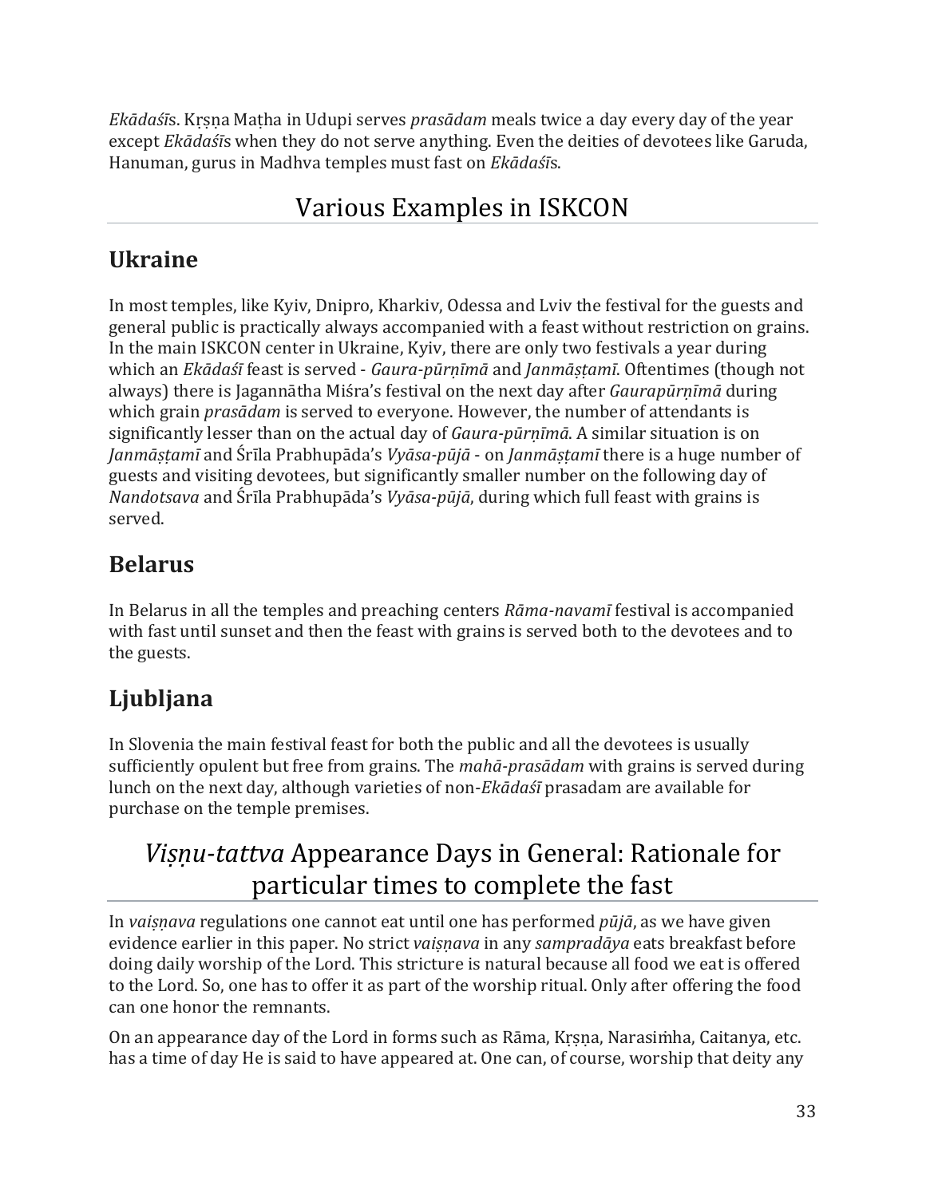*Ekādaśī*s. Kṛṣṇa Maṭha in Udupi serves *prasādam* meals twice a day every day of the year except *Ekādaśī*s when they do not serve anything. Even the deities of devotees like Garuda, Hanuman, gurus in Madhva temples must fast on *Ekādaśī*s.

# Various Examples in ISKCON

## Ukraine

In most temples, like Kyiv, Dnipro, Kharkiv, Odessa and Lviv the festival for the guests and general public is practically always accompanied with a feast without restriction on grains. In the main ISKCON center in Ukraine, Kyiv, there are only two festivals a year during which an *Ekādaśī* feast is served - *Gaura-pūrṇīmā* and *Janmāṣṭamī*. Oftentimes (though not always) there is Jagannātha Miśra's festival on the next day after *Gaurapūrṇīmā* during which grain *prasādam* is served to everyone. However, the number of attendants is significantly lesser than on the actual day of *Gaura-pūrṇīmā*. A similar situation is on *Janmāṣṭamī* and Śrīla Prabhupāda's *Vyāsa-pūjā* - on *Janmāṣṭamī* there is a huge number of guests and visiting devotees, but significantly smaller number on the following day of *Nandotsava* and Śrīla Prabhupāda's *Vyāsa-pūjā*, during which full feast with grains is served.

## Belarus

In Belarus in all the temples and preaching centers *Rāma-navamī* festival is accompanied with fast until sunset and then the feast with grains is served both to the devotees and to the guests.

## Ljubljana

In Slovenia the main festival feast for both the public and all the devotees is usually sufficiently opulent but free from grains. The *mahā-prasādam* with grains is served during lunch on the next day, although varieties of non-*Ekādaśī* prasadam are available for purchase on the temple premises.

# *Viṣṇu-tattva* Appearance Days in General: Rationale for particular times to complete the fast

In *vaiṣṇava* regulations one cannot eat until one has performed *pūjā*, as we have given evidence earlier in this paper. No strict *vaiṣṇava* in any *sampradāya* eats breakfast before doing daily worship of the Lord. This stricture is natural because all food we eat is offered to the Lord. So, one has to offer it as part of the worship ritual. Only after offering the food can one honor the remnants.

On an appearance day of the Lord in forms such as Rāma, Kṛṣṇa, Narasiṁha, Caitanya, etc. has a time of day He is said to have appeared at. One can, of course, worship that deity any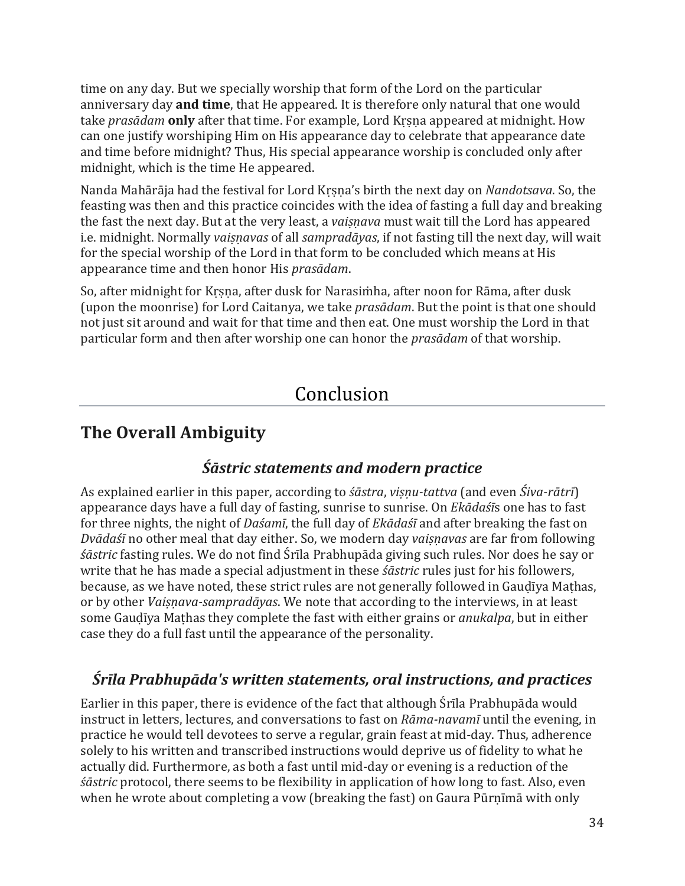time on any day. But we specially worship that form of the Lord on the particular anniversary day **and time**, that He appeared. It is therefore only natural that one would take *prasādam* **only** after that time. For example, Lord Kṛṣṇa appeared at midnight. How can one justify worshiping Him on His appearance day to celebrate that appearance date and time before midnight? Thus, His special appearance worship is concluded only after midnight, which is the time He appeared.

Nanda Mahārāja had the festival for Lord Kṛṣṇa's birth the next day on *Nandotsava*. So, the feasting was then and this practice coincides with the idea of fasting a full day and breaking the fast the next day. But at the very least, a *vaiṣṇava* must wait till the Lord has appeared i.e. midnight. Normally *vaiṣṇavas* of all *sampradāyas*, if not fasting till the next day, will wait for the special worship of the Lord in that form to be concluded which means at His appearance time and then honor His *prasādam*.

So, after midnight for Kṛṣṇa, after dusk for Narasiṁha, after noon for Rāma, after dusk (upon the moonrise) for Lord Caitanya, we take *prasādam*. But the point is that one should not just sit around and wait for that time and then eat. One must worship the Lord in that particular form and then after worship one can honor the *prasādam* of that worship.

# Conclusion

## The Overall Ambiguity

### *Śāstric statements and modern practice*

As explained earlier in this paper, according to *śāstra*, *viṣṇu-tattva* (and even *Śiva-rātrī*) appearance days have a full day of fasting, sunrise to sunrise. On *Ekādaśī*s one has to fast for three nights, the night of *Daśamī*, the full day of *Ekādaśī* and after breaking the fast on *Dvādaśī* no other meal that day either. So, we modern day *vaiṣṇavas* are far from following *śāstric* fasting rules. We do not find Śrīla Prabhupāda giving such rules. Nor does he say or write that he has made a special adjustment in these *śāstric* rules just for his followers, because, as we have noted, these strict rules are not generally followed in Gauḍīya Maṭhas, or by other *Vaiṣṇava-sampradāyas*. We note that according to the interviews, in at least some Gauḍīya Maṭhas they complete the fast with either grains or *anukalpa*, but in either case they do a full fast until the appearance of the personality.

### *Śrīla Prabhupāda's written statements, oral instructions, and practices*

Earlier in this paper, there is evidence of the fact that although Śrīla Prabhupāda would instruct in letters, lectures, and conversations to fast on *Rāma-navamī* until the evening, in practice he would tell devotees to serve a regular, grain feast at mid-day. Thus, adherence solely to his written and transcribed instructions would deprive us of fidelity to what he actually did. Furthermore, as both a fast until mid-day or evening is a reduction of the *śāstric* protocol, there seems to be flexibility in application of how long to fast. Also, even when he wrote about completing a vow (breaking the fast) on Gaura Pūrṇīmā with only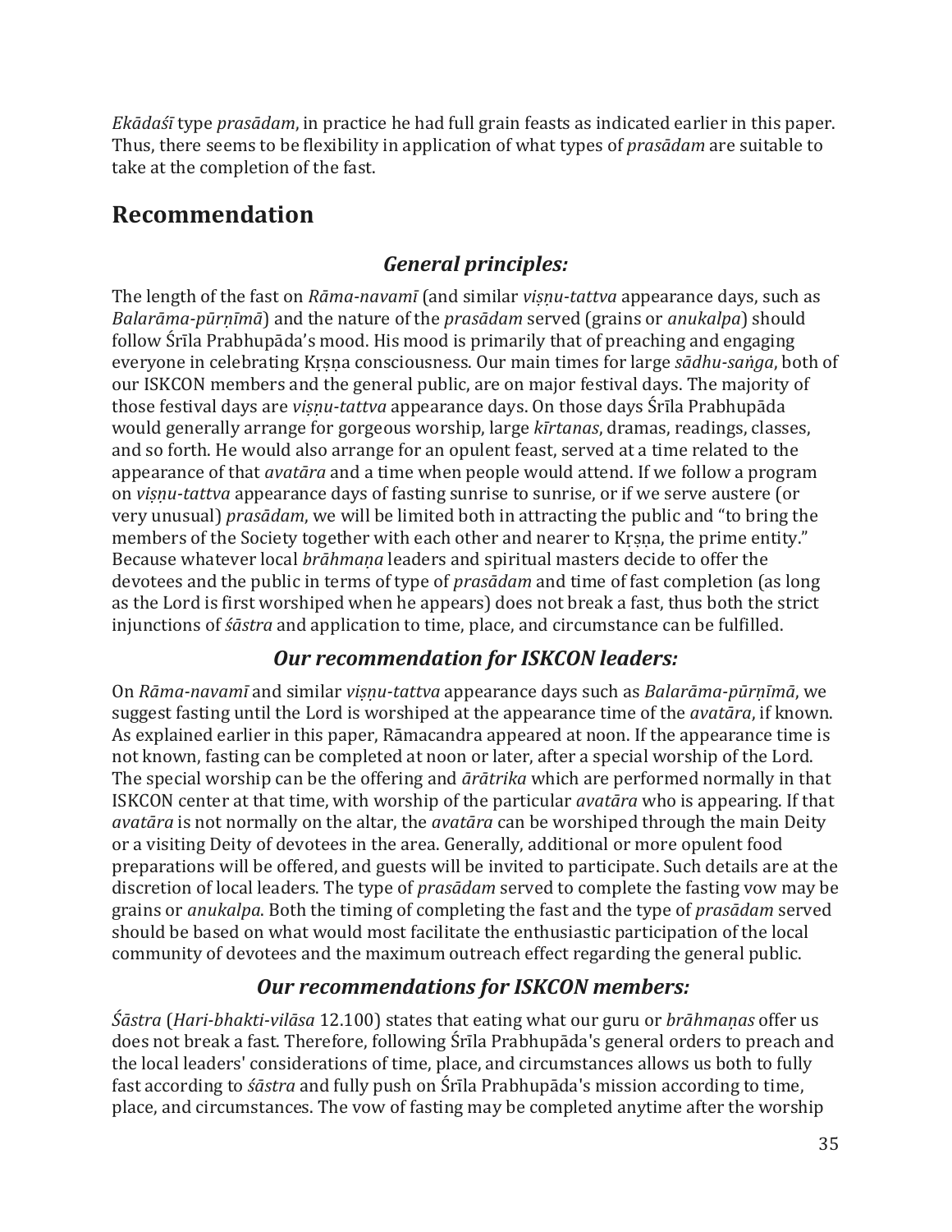*Ekādaśī* type *prasādam*, in practice he had full grain feasts as indicated earlier in this paper. Thus, there seems to be flexibility in application of what types of *prasādam* are suitable to take at the completion of the fast.

## Recommendation

### *General principles:*

The length of the fast on *Rāma-navamī* (and similar *viṣṇu-tattva* appearance days, such as *Balarāma-pūrṇīmā*) and the nature of the *prasādam* served (grains or *anukalpa*) should follow Śrīla Prabhupāda's mood. His mood is primarily that of preaching and engaging everyone in celebrating Kṛṣṇa consciousness. Our main times for large *sādhu-saṅga*, both of our ISKCON members and the general public, are on major festival days. The majority of those festival days are *viṣṇu-tattva* appearance days. On those days Śrīla Prabhupāda would generally arrange for gorgeous worship, large *kīrtanas*, dramas, readings, classes, and so forth. He would also arrange for an opulent feast, served at a time related to the appearance of that *avatāra* and a time when people would attend. If we follow a program on *viṣṇu-tattva* appearance days of fasting sunrise to sunrise, or if we serve austere (or very unusual) *prasādam*, we will be limited both in attracting the public and "to bring the members of the Society together with each other and nearer to Kṛṣṇa, the prime entity." Because whatever local *brāhmaṇa* leaders and spiritual masters decide to offer the devotees and the public in terms of type of *prasādam* and time of fast completion (as long as the Lord is first worshiped when he appears) does not break a fast, thus both the strict injunctions of *śāstra* and application to time, place, and circumstance can be fulfilled.

### *Our recommendation for ISKCON leaders:*

On *Rāma-navamī* and similar *viṣṇu-tattva* appearance days such as *Balarāma-pūrṇīmā*, we suggest fasting until the Lord is worshiped at the appearance time of the *avatāra*, if known. As explained earlier in this paper, Rāmacandra appeared at noon. If the appearance time is not known, fasting can be completed at noon or later, after a special worship of the Lord. The special worship can be the offering and *ārātrika* which are performed normally in that ISKCON center at that time, with worship of the particular *avatāra* who is appearing. If that *avatāra* is not normally on the altar, the *avatāra* can be worshiped through the main Deity or a visiting Deity of devotees in the area. Generally, additional or more opulent food preparations will be offered, and guests will be invited to participate. Such details are at the discretion of local leaders. The type of *prasādam* served to complete the fasting vow may be grains or *anukalpa*. Both the timing of completing the fast and the type of *prasādam* served should be based on what would most facilitate the enthusiastic participation of the local community of devotees and the maximum outreach effect regarding the general public.

### *Our recommendations for ISKCON members:*

*Śāstra* (*Hari-bhakti-vilāsa* 12.100) states that eating what our guru or *brāhmaṇas* offer us does not break a fast. Therefore, following Śrīla Prabhupāda's general orders to preach and the local leaders' considerations of time, place, and circumstances allows us both to fully fast according to *śāstra* and fully push on Śrīla Prabhupāda's mission according to time, place, and circumstances. The vow of fasting may be completed anytime after the worship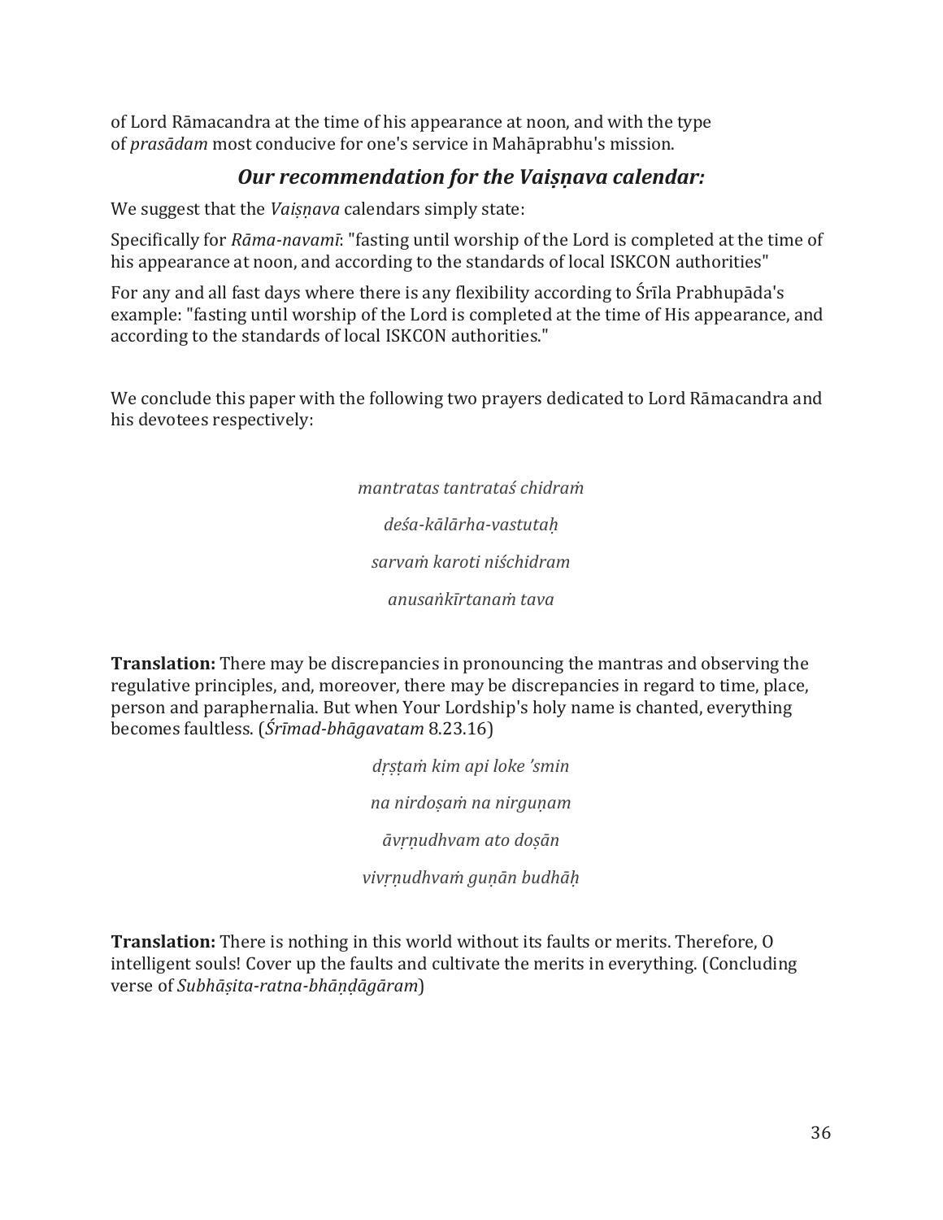of Lord Rāmacandra at the time of his appearance at noon, and with the type of *prasādam* most conducive for one's service in Mahāprabhu's mission.

### *Our recommendation for the Vaiṣṇava calendar:*

We suggest that the *Vaiṣṇava* calendars simply state:

Specifically for *Rāma-navamī*: "fasting until worship of the Lord is completed at the time of his appearance at noon, and according to the standards of local ISKCON authorities"

For any and all fast days where there is any flexibility according to Śrīla Prabhupāda's example: "fasting until worship of the Lord is completed at the time of His appearance, and according to the standards of local ISKCON authorities."

We conclude this paper with the following two prayers dedicated to Lord Rāmacandra and his devotees respectively:

*mantratas tantrataś chidraṁ*

*deśa-kālārha-vastutaḥ*

*sarvaṁ karoti niśchidram*

*anusaṅkīrtanaṁ tava*

**Translation:** There may be discrepancies in pronouncing the mantras and observing the regulative principles, and, moreover, there may be discrepancies in regard to time, place, person and paraphernalia. But when Your Lordship's holy name is chanted, everything becomes faultless. (*Śrīmad-bhāgavatam* 8.23.16)

*dṛṣṭaṁ kim api loke 'smin*

*na nirdoṣaṁ na nirguṇam*

*āvṛṇudhvam ato doṣān*

*vivṛṇudhvaṁ guṇān budhāḥ*

**Translation:** There is nothing in this world without its faults or merits. Therefore, O intelligent souls! Cover up the faults and cultivate the merits in everything. (Concluding verse of *Subhāṣita-ratna-bhāṇḍāgāram*)